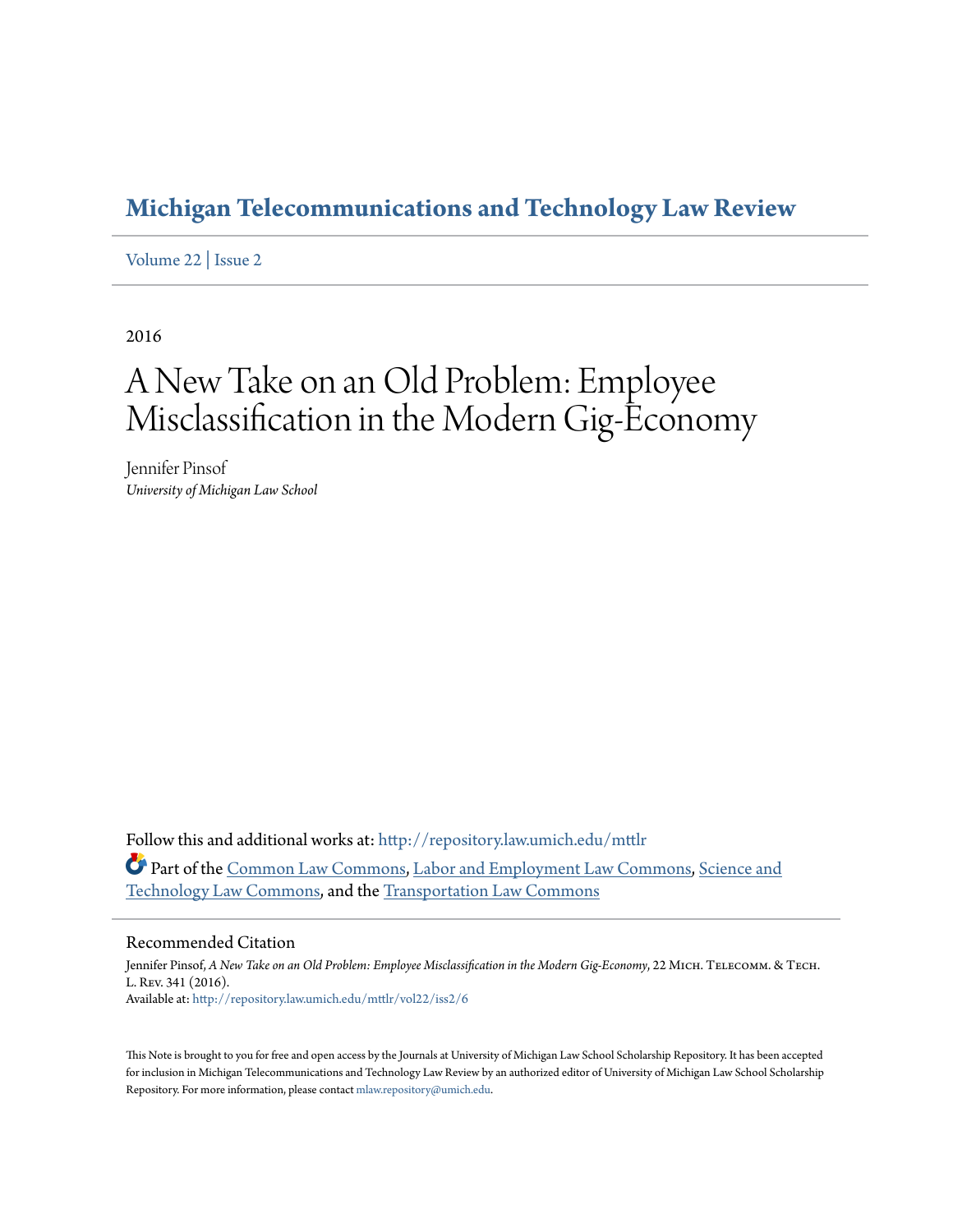# Michigan Telecommunications and Technology Law Review

Volume 22 | Issue 2

2016

# A New Take on an Old Problem: Employee Misclassification in the Modern Gig-Economy

Jennifer Pinsof
*University of Michigan Law School*

Follow this and additional works at: http://repository.law.umich.edu/mttlr

Part of the Common Law Commons, Labor and Employment Law Commons, Science and Technology Law Commons, and the Transportation Law Commons

## Recommended Citation

Jennifer Pinsof, *A New Take on an Old Problem: Employee Misclassification in the Modern Gig-Economy*, 22 Mich. Telecomm. & Tech. L. Rev. 341 (2016).
Available at: http://repository.law.umich.edu/mttlr/vol22/iss2/6

This Note is brought to you for free and open access by the Journals at University of Michigan Law School Scholarship Repository. It has been accepted for inclusion in Michigan Telecommunications and Technology Law Review by an authorized editor of University of Michigan Law School Scholarship Repository. For more information, please contact mlaw.repository@umich.edu.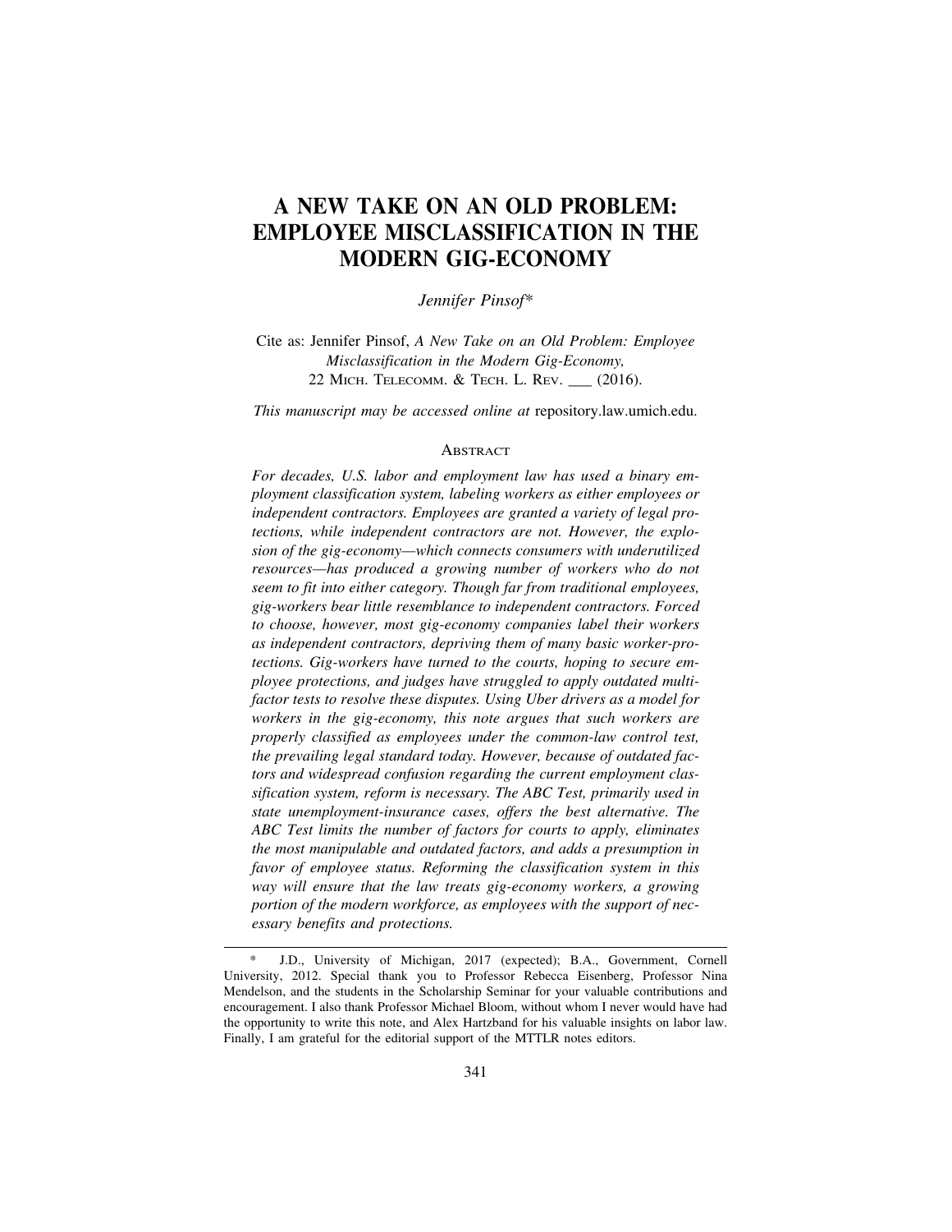# A NEW TAKE ON AN OLD PROBLEM: EMPLOYEE MISCLASSIFICATION IN THE MODERN GIG-ECONOMY

*Jennifer Pinsof\**

Cite as: Jennifer Pinsof, *A New Take on an Old Problem: Employee Misclassification in the Modern Gig-Economy*, 22 MICH. TELECOMM. & TECH. L. REV. ___ (2016).

*This manuscript may be accessed online at* repository.law.umich.edu.

## ABSTRACT

*For decades, U.S. labor and employment law has used a binary employment classification system, labeling workers as either employees or independent contractors. Employees are granted a variety of legal protections, while independent contractors are not. However, the explosion of the gig-economy—which connects consumers with underutilized resources—has produced a growing number of workers who do not seem to fit into either category. Though far from traditional employees, gig-workers bear little resemblance to independent contractors. Forced to choose, however, most gig-economy companies label their workers as independent contractors, depriving them of many basic worker-protections. Gig-workers have turned to the courts, hoping to secure employee protections, and judges have struggled to apply outdated multi-factor tests to resolve these disputes. Using Uber drivers as a model for workers in the gig-economy, this note argues that such workers are properly classified as employees under the common-law control test, the prevailing legal standard today. However, because of outdated factors and widespread confusion regarding the current employment classification system, reform is necessary. The ABC Test, primarily used in state unemployment-insurance cases, offers the best alternative. The ABC Test limits the number of factors for courts to apply, eliminates the most manipulable and outdated factors, and adds a presumption in favor of employee status. Reforming the classification system in this way will ensure that the law treats gig-economy workers, a growing portion of the modern workforce, as employees with the support of necessary benefits and protections.*

---

\* J.D., University of Michigan, 2017 (expected); B.A., Government, Cornell University, 2012. Special thank you to Professor Rebecca Eisenberg, Professor Nina Mendelson, and the students in the Scholarship Seminar for your valuable contributions and encouragement. I also thank Professor Michael Bloom, without whom I never would have had the opportunity to write this note, and Alex Hartzband for his valuable insights on labor law. Finally, I am grateful for the editorial support of the MTTLR notes editors.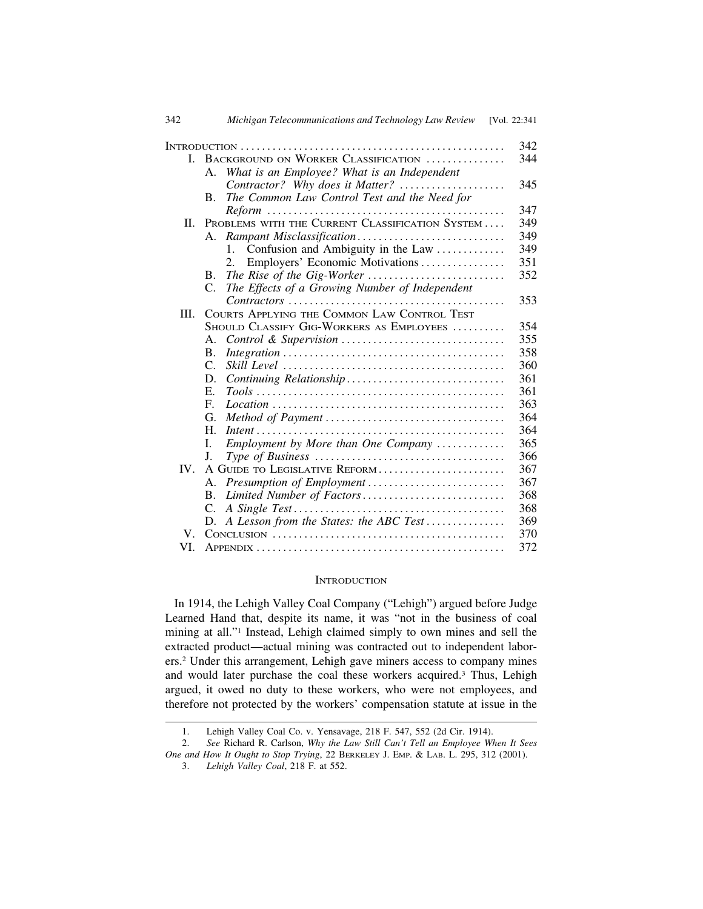| | | |
|---|---|---|
| Introduction | | 342 |
| I. | Background on Worker Classification | 344 |
| | A. *What is an Employee? What is an Independent Contractor? Why does it Matter?* | 345 |
| | B. *The Common Law Control Test and the Need for Reform* | 347 |
| II. | Problems with the Current Classification System | 349 |
| | A. *Rampant Misclassification* | 349 |
| | 1. Confusion and Ambiguity in the Law | 349 |
| | 2. Employers' Economic Motivations | 351 |
| | B. *The Rise of the Gig-Worker* | 352 |
| | C. *The Effects of a Growing Number of Independent Contractors* | 353 |
| III. | Courts Applying the Common Law Control Test Should Classify Gig-Workers as Employees | 354 |
| | A. *Control & Supervision* | 355 |
| | B. *Integration* | 358 |
| | C. *Skill Level* | 360 |
| | D. *Continuing Relationship* | 361 |
| | E. *Tools* | 361 |
| | F. *Location* | 363 |
| | G. *Method of Payment* | 364 |
| | H. *Intent* | 364 |
| | I. *Employment by More than One Company* | 365 |
| | J. *Type of Business* | 366 |
| IV. | A Guide to Legislative Reform | 367 |
| | A. *Presumption of Employment* | 367 |
| | B. *Limited Number of Factors* | 368 |
| | C. *A Single Test* | 368 |
| | D. *A Lesson from the States: the ABC Test* | 369 |
| V. | Conclusion | 370 |
| VI. | Appendix | 372 |

## Introduction

In 1914, the Lehigh Valley Coal Company ("Lehigh") argued before Judge Learned Hand that, despite its name, it was "not in the business of coal mining at all."[1] Instead, Lehigh claimed simply to own mines and sell the extracted product—actual mining was contracted out to independent laborers.[2] Under this arrangement, Lehigh gave miners access to company mines and would later purchase the coal these workers acquired.[3] Thus, Lehigh argued, it owed no duty to these workers, who were not employees, and therefore not protected by the workers' compensation statute at issue in the

---

1. Lehigh Valley Coal Co. v. Yensavage, 218 F. 547, 552 (2d Cir. 1914).

2. *See* Richard R. Carlson, *Why the Law Still Can't Tell an Employee When It Sees One and How It Ought to Stop Trying*, 22 Berkeley J. Emp. & Lab. L. 295, 312 (2001).

3. *Lehigh Valley Coal*, 218 F. at 552.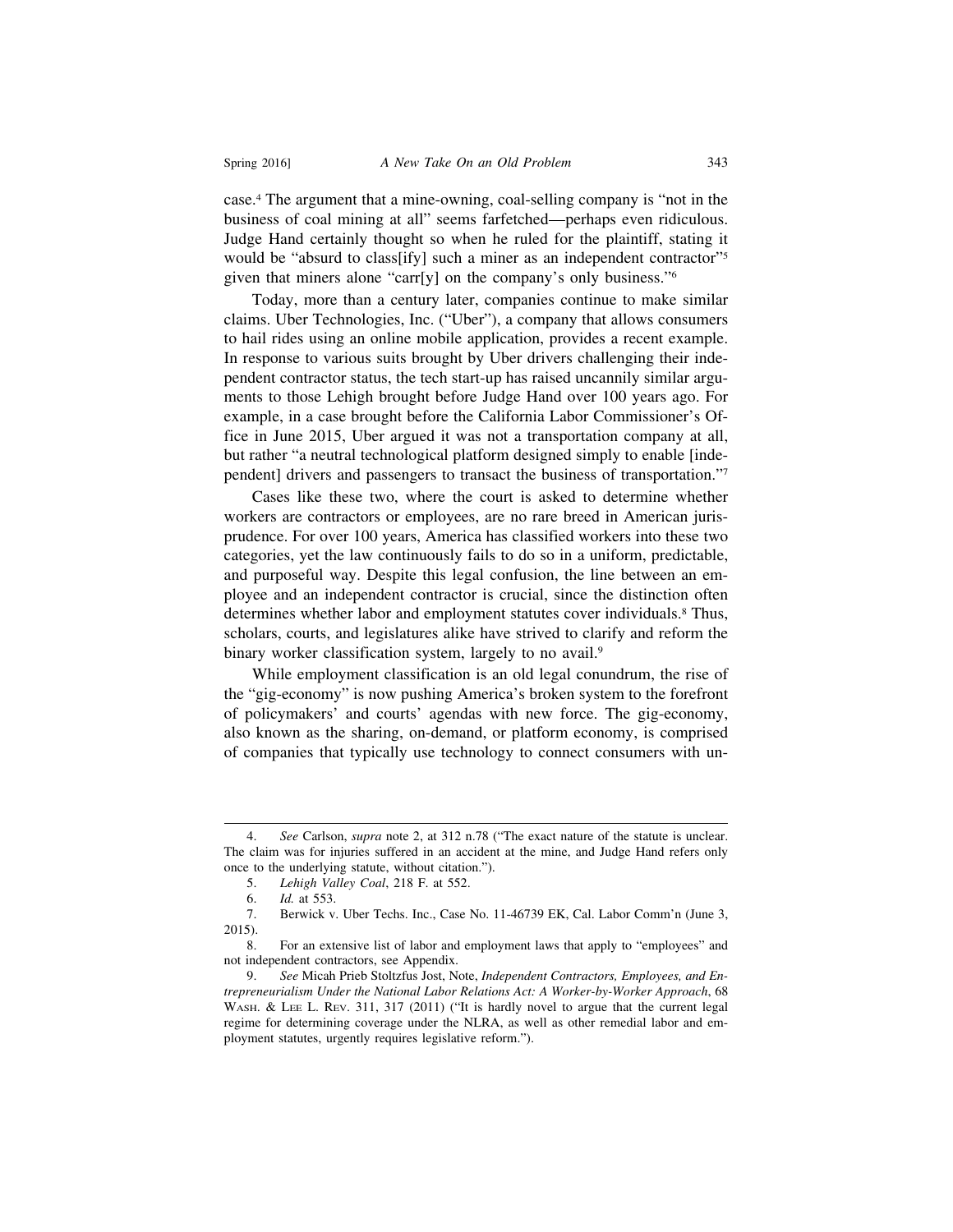case.[4] The argument that a mine-owning, coal-selling company is "not in the business of coal mining at all" seems farfetched—perhaps even ridiculous. Judge Hand certainly thought so when he ruled for the plaintiff, stating it would be "absurd to class[ify] such a miner as an independent contractor"[5] given that miners alone "carr[y] on the company's only business."[6]

Today, more than a century later, companies continue to make similar claims. Uber Technologies, Inc. ("Uber"), a company that allows consumers to hail rides using an online mobile application, provides a recent example. In response to various suits brought by Uber drivers challenging their independent contractor status, the tech start-up has raised uncannily similar arguments to those Lehigh brought before Judge Hand over 100 years ago. For example, in a case brought before the California Labor Commissioner's Office in June 2015, Uber argued it was not a transportation company at all, but rather "a neutral technological platform designed simply to enable [independent] drivers and passengers to transact the business of transportation."[7]

Cases like these two, where the court is asked to determine whether workers are contractors or employees, are no rare breed in American jurisprudence. For over 100 years, America has classified workers into these two categories, yet the law continuously fails to do so in a uniform, predictable, and purposeful way. Despite this legal confusion, the line between an employee and an independent contractor is crucial, since the distinction often determines whether labor and employment statutes cover individuals.[8] Thus, scholars, courts, and legislatures alike have strived to clarify and reform the binary worker classification system, largely to no avail.[9]

While employment classification is an old legal conundrum, the rise of the "gig-economy" is now pushing America's broken system to the forefront of policymakers' and courts' agendas with new force. The gig-economy, also known as the sharing, on-demand, or platform economy, is comprised of companies that typically use technology to connect consumers with un-

---

4. *See* Carlson, *supra* note 2, at 312 n.78 ("The exact nature of the statute is unclear. The claim was for injuries suffered in an accident at the mine, and Judge Hand refers only once to the underlying statute, without citation.").

5. *Lehigh Valley Coal*, 218 F. at 552.

6. *Id.* at 553.

7. Berwick v. Uber Techs. Inc., Case No. 11-46739 EK, Cal. Labor Comm'n (June 3, 2015).

8. For an extensive list of labor and employment laws that apply to "employees" and not independent contractors, see Appendix.

9. *See* Micah Prieb Stoltzfus Jost, Note, *Independent Contractors, Employees, and Entrepreneurialism Under the National Labor Relations Act: A Worker-by-Worker Approach*, 68 WASH. & LEE L. REV. 311, 317 (2011) ("It is hardly novel to argue that the current legal regime for determining coverage under the NLRA, as well as other remedial labor and employment statutes, urgently requires legislative reform.").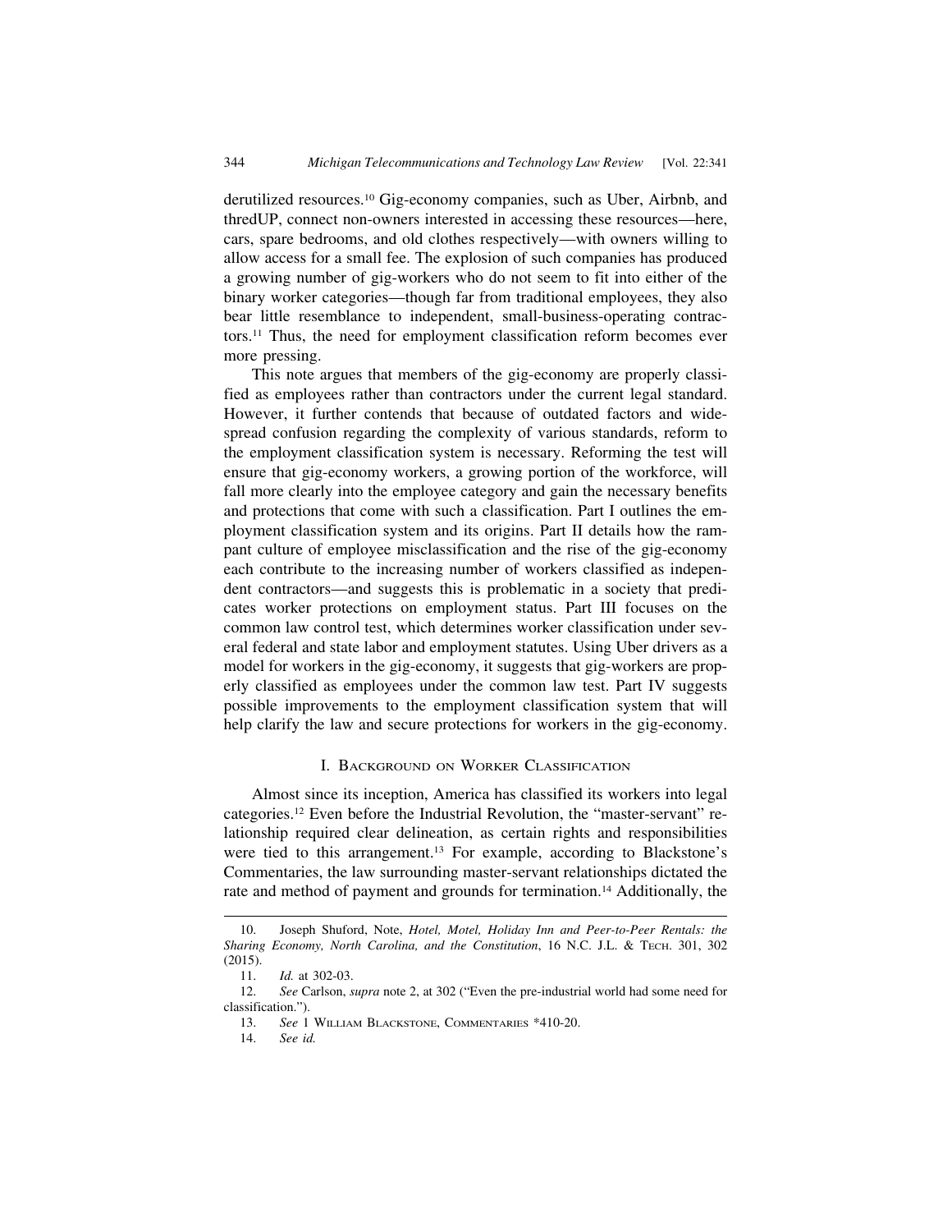derutilized resources.[10] Gig-economy companies, such as Uber, Airbnb, and thredUP, connect non-owners interested in accessing these resources—here, cars, spare bedrooms, and old clothes respectively—with owners willing to allow access for a small fee. The explosion of such companies has produced a growing number of gig-workers who do not seem to fit into either of the binary worker categories—though far from traditional employees, they also bear little resemblance to independent, small-business-operating contractors.[11] Thus, the need for employment classification reform becomes ever more pressing.

This note argues that members of the gig-economy are properly classified as employees rather than contractors under the current legal standard. However, it further contends that because of outdated factors and widespread confusion regarding the complexity of various standards, reform to the employment classification system is necessary. Reforming the test will ensure that gig-economy workers, a growing portion of the workforce, will fall more clearly into the employee category and gain the necessary benefits and protections that come with such a classification. Part I outlines the employment classification system and its origins. Part II details how the rampant culture of employee misclassification and the rise of the gig-economy each contribute to the increasing number of workers classified as independent contractors—and suggests this is problematic in a society that predicates worker protections on employment status. Part III focuses on the common law control test, which determines worker classification under several federal and state labor and employment statutes. Using Uber drivers as a model for workers in the gig-economy, it suggests that gig-workers are properly classified as employees under the common law test. Part IV suggests possible improvements to the employment classification system that will help clarify the law and secure protections for workers in the gig-economy.

## I. Background on Worker Classification

Almost since its inception, America has classified its workers into legal categories.[12] Even before the Industrial Revolution, the "master-servant" relationship required clear delineation, as certain rights and responsibilities were tied to this arrangement.[13] For example, according to Blackstone's Commentaries, the law surrounding master-servant relationships dictated the rate and method of payment and grounds for termination.[14] Additionally, the

---

10. Joseph Shuford, Note, *Hotel, Motel, Holiday Inn and Peer-to-Peer Rentals: the Sharing Economy, North Carolina, and the Constitution*, 16 N.C. J.L. & Tech. 301, 302 (2015).

11. *Id.* at 302-03.

12. *See* Carlson, *supra* note 2, at 302 ("Even the pre-industrial world had some need for classification.").

13. *See* 1 William Blackstone, Commentaries *410-20.

14. *See id.*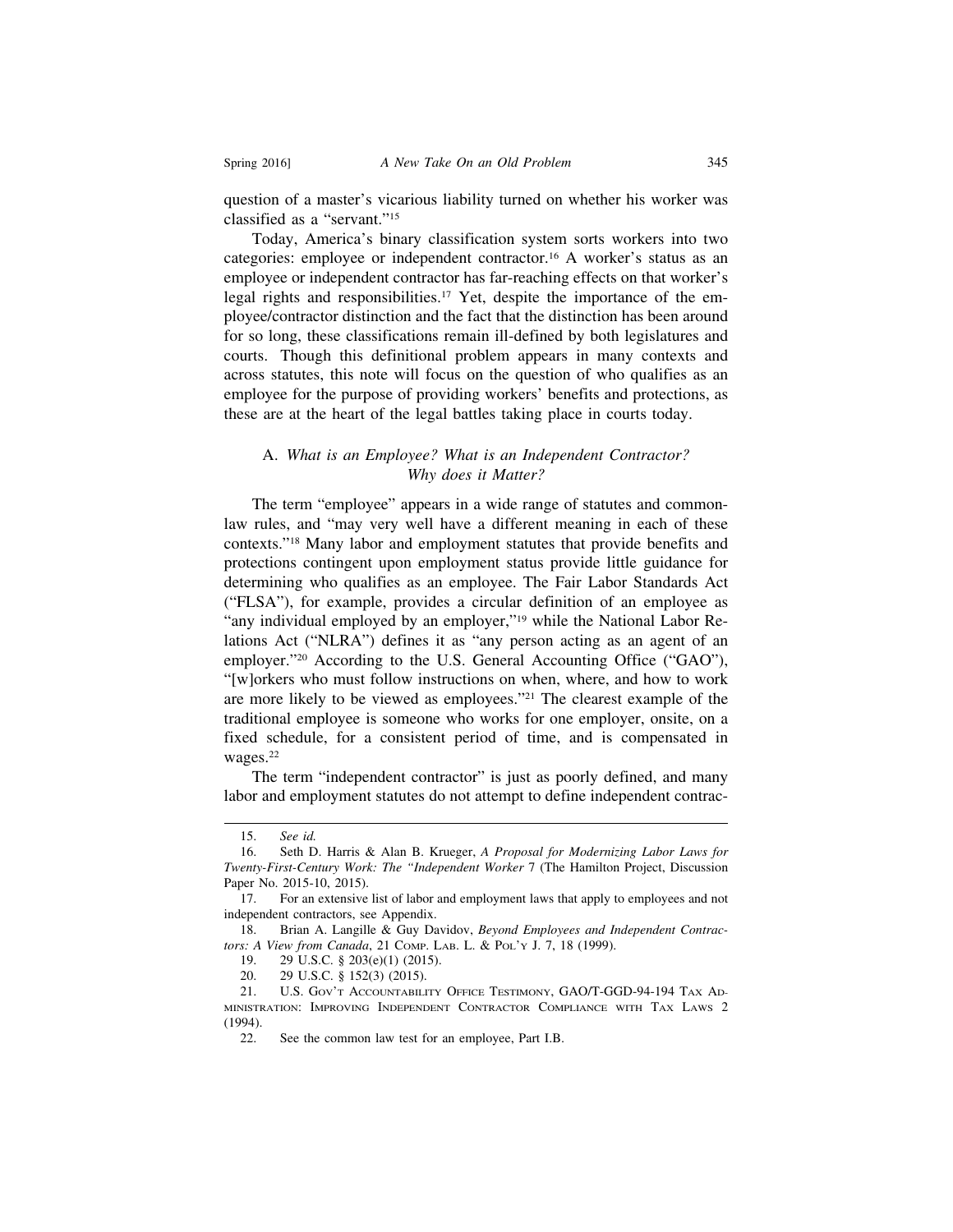question of a master's vicarious liability turned on whether his worker was classified as a "servant."[15]

Today, America's binary classification system sorts workers into two categories: employee or independent contractor.[16] A worker's status as an employee or independent contractor has far-reaching effects on that worker's legal rights and responsibilities.[17] Yet, despite the importance of the employee/contractor distinction and the fact that the distinction has been around for so long, these classifications remain ill-defined by both legislatures and courts. Though this definitional problem appears in many contexts and across statutes, this note will focus on the question of who qualifies as an employee for the purpose of providing workers' benefits and protections, as these are at the heart of the legal battles taking place in courts today.

### A. *What is an Employee? What is an Independent Contractor? Why does it Matter?*

The term "employee" appears in a wide range of statutes and common-law rules, and "may very well have a different meaning in each of these contexts."[18] Many labor and employment statutes that provide benefits and protections contingent upon employment status provide little guidance for determining who qualifies as an employee. The Fair Labor Standards Act ("FLSA"), for example, provides a circular definition of an employee as "any individual employed by an employer,"[19] while the National Labor Relations Act ("NLRA") defines it as "any person acting as an agent of an employer."[20] According to the U.S. General Accounting Office ("GAO"), "[w]orkers who must follow instructions on when, where, and how to work are more likely to be viewed as employees."[21] The clearest example of the traditional employee is someone who works for one employer, onsite, on a fixed schedule, for a consistent period of time, and is compensated in wages.[22]

The term "independent contractor" is just as poorly defined, and many labor and employment statutes do not attempt to define independent contrac-

---

15. *See id.*

16. Seth D. Harris & Alan B. Krueger, *A Proposal for Modernizing Labor Laws for Twenty-First-Century Work: The "Independent Worker* 7 (The Hamilton Project, Discussion Paper No. 2015-10, 2015).

17. For an extensive list of labor and employment laws that apply to employees and not independent contractors, see Appendix.

18. Brian A. Langille & Guy Davidov, *Beyond Employees and Independent Contractors: A View from Canada*, 21 COMP. LAB. L. & POL'Y J. 7, 18 (1999).

19. 29 U.S.C. § 203(e)(1) (2015).

20. 29 U.S.C. § 152(3) (2015).

21. U.S. GOV'T ACCOUNTABILITY OFFICE TESTIMONY, GAO/T-GGD-94-194 TAX ADMINISTRATION: IMPROVING INDEPENDENT CONTRACTOR COMPLIANCE WITH TAX LAWS 2 (1994).

22. See the common law test for an employee, Part I.B.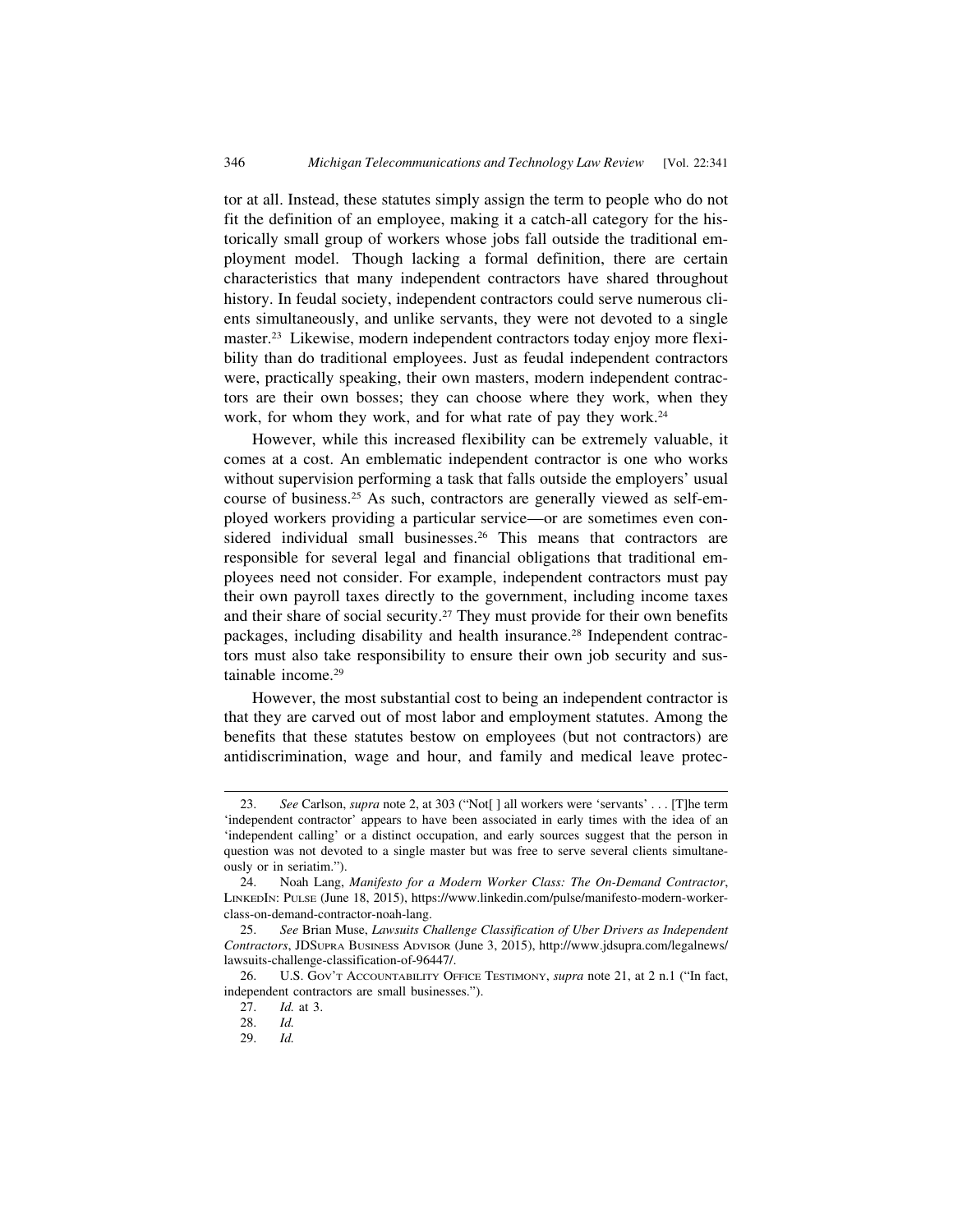tor at all. Instead, these statutes simply assign the term to people who do not fit the definition of an employee, making it a catch-all category for the historically small group of workers whose jobs fall outside the traditional employment model. Though lacking a formal definition, there are certain characteristics that many independent contractors have shared throughout history. In feudal society, independent contractors could serve numerous clients simultaneously, and unlike servants, they were not devoted to a single master.[23] Likewise, modern independent contractors today enjoy more flexibility than do traditional employees. Just as feudal independent contractors were, practically speaking, their own masters, modern independent contractors are their own bosses; they can choose where they work, when they work, for whom they work, and for what rate of pay they work.[24]

However, while this increased flexibility can be extremely valuable, it comes at a cost. An emblematic independent contractor is one who works without supervision performing a task that falls outside the employers' usual course of business.[25] As such, contractors are generally viewed as self-employed workers providing a particular service—or are sometimes even considered individual small businesses.[26] This means that contractors are responsible for several legal and financial obligations that traditional employees need not consider. For example, independent contractors must pay their own payroll taxes directly to the government, including income taxes and their share of social security.[27] They must provide for their own benefits packages, including disability and health insurance.[28] Independent contractors must also take responsibility to ensure their own job security and sustainable income.[29]

However, the most substantial cost to being an independent contractor is that they are carved out of most labor and employment statutes. Among the benefits that these statutes bestow on employees (but not contractors) are antidiscrimination, wage and hour, and family and medical leave protec-

---

23. *See* Carlson, *supra* note 2, at 303 ("Not[ ] all workers were 'servants' . . . [T]he term 'independent contractor' appears to have been associated in early times with the idea of an 'independent calling' or a distinct occupation, and early sources suggest that the person in question was not devoted to a single master but was free to serve several clients simultaneously or in seriatim.").

24. Noah Lang, *Manifesto for a Modern Worker Class: The On-Demand Contractor*, LinkedIn: Pulse (June 18, 2015), https://www.linkedin.com/pulse/manifesto-modern-worker-class-on-demand-contractor-noah-lang.

25. *See* Brian Muse, *Lawsuits Challenge Classification of Uber Drivers as Independent Contractors*, JDSupra Business Advisor (June 3, 2015), http://www.jdsupra.com/legalnews/lawsuits-challenge-classification-of-96447/.

26. U.S. Gov't Accountability Office Testimony, *supra* note 21, at 2 n.1 ("In fact, independent contractors are small businesses.").

27. *Id.* at 3.

28. *Id.*

29. *Id.*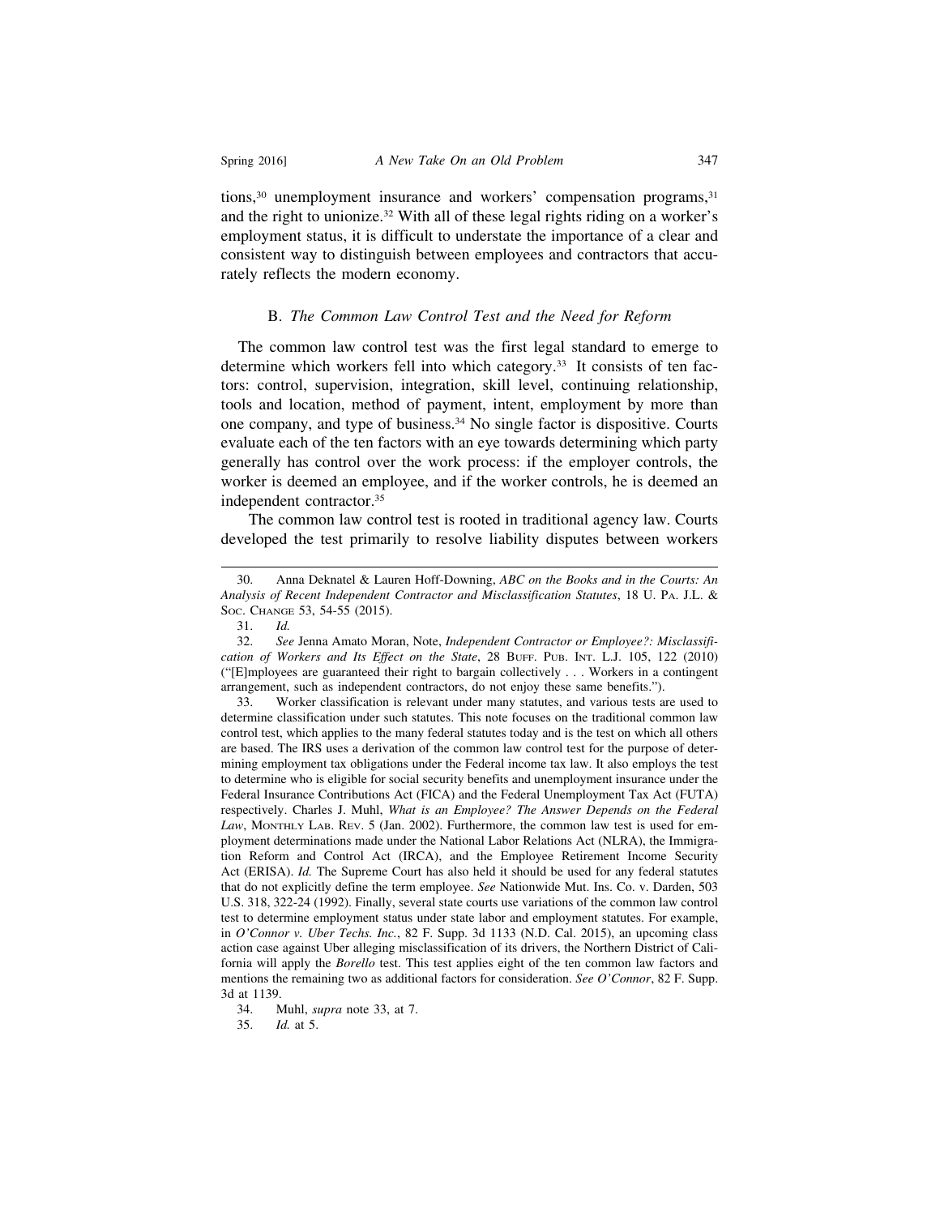tions,[30] unemployment insurance and workers' compensation programs,[31] and the right to unionize.[32] With all of these legal rights riding on a worker's employment status, it is difficult to understate the importance of a clear and consistent way to distinguish between employees and contractors that accurately reflects the modern economy.

### B. *The Common Law Control Test and the Need for Reform*

The common law control test was the first legal standard to emerge to determine which workers fell into which category.[33] It consists of ten factors: control, supervision, integration, skill level, continuing relationship, tools and location, method of payment, intent, employment by more than one company, and type of business.[34] No single factor is dispositive. Courts evaluate each of the ten factors with an eye towards determining which party generally has control over the work process: if the employer controls, the worker is deemed an employee, and if the worker controls, he is deemed an independent contractor.[35]

The common law control test is rooted in traditional agency law. Courts developed the test primarily to resolve liability disputes between workers

---

30. Anna Deknatel & Lauren Hoff-Downing, *ABC on the Books and in the Courts: An Analysis of Recent Independent Contractor and Misclassification Statutes*, 18 U. PA. J.L. & SOC. CHANGE 53, 54-55 (2015).

31. *Id.*

32. *See* Jenna Amato Moran, Note, *Independent Contractor or Employee?: Misclassification of Workers and Its Effect on the State*, 28 BUFF. PUB. INT. L.J. 105, 122 (2010) ("[E]mployees are guaranteed their right to bargain collectively . . . Workers in a contingent arrangement, such as independent contractors, do not enjoy these same benefits.").

33. Worker classification is relevant under many statutes, and various tests are used to determine classification under such statutes. This note focuses on the traditional common law control test, which applies to the many federal statutes today and is the test on which all others are based. The IRS uses a derivation of the common law control test for the purpose of determining employment tax obligations under the Federal income tax law. It also employs the test to determine who is eligible for social security benefits and unemployment insurance under the Federal Insurance Contributions Act (FICA) and the Federal Unemployment Tax Act (FUTA) respectively. Charles J. Muhl, *What is an Employee? The Answer Depends on the Federal Law*, MONTHLY LAB. REV. 5 (Jan. 2002). Furthermore, the common law test is used for employment determinations made under the National Labor Relations Act (NLRA), the Immigration Reform and Control Act (IRCA), and the Employee Retirement Income Security Act (ERISA). *Id.* The Supreme Court has also held it should be used for any federal statutes that do not explicitly define the term employee. *See* Nationwide Mut. Ins. Co. v. Darden, 503 U.S. 318, 322-24 (1992). Finally, several state courts use variations of the common law control test to determine employment status under state labor and employment statutes. For example, in *O'Connor v. Uber Techs. Inc.*, 82 F. Supp. 3d 1133 (N.D. Cal. 2015), an upcoming class action case against Uber alleging misclassification of its drivers, the Northern District of California will apply the *Borello* test. This test applies eight of the ten common law factors and mentions the remaining two as additional factors for consideration. *See O'Connor*, 82 F. Supp. 3d at 1139.

34. Muhl, *supra* note 33, at 7.

35. *Id.* at 5.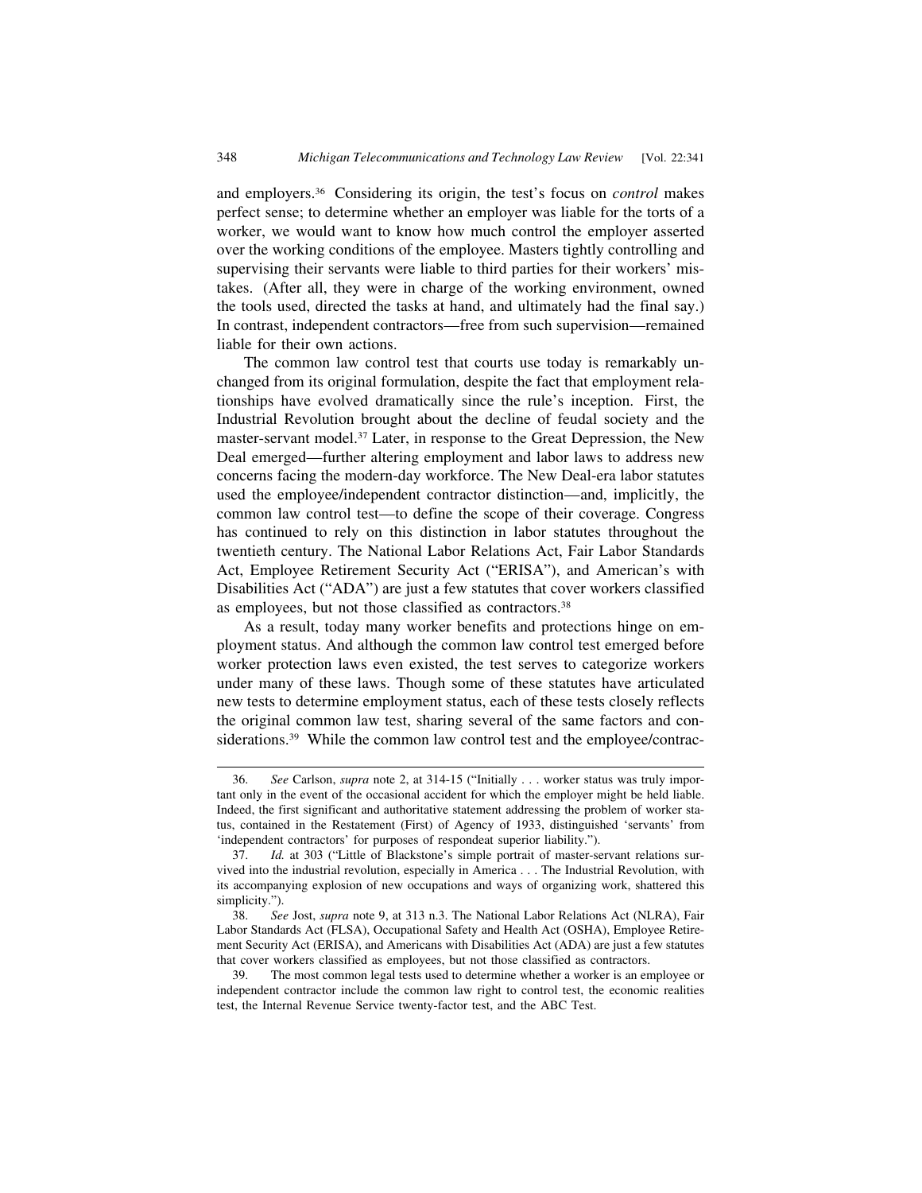and employers.[36] Considering its origin, the test's focus on *control* makes perfect sense; to determine whether an employer was liable for the torts of a worker, we would want to know how much control the employer asserted over the working conditions of the employee. Masters tightly controlling and supervising their servants were liable to third parties for their workers' mistakes. (After all, they were in charge of the working environment, owned the tools used, directed the tasks at hand, and ultimately had the final say.) In contrast, independent contractors—free from such supervision—remained liable for their own actions.

The common law control test that courts use today is remarkably unchanged from its original formulation, despite the fact that employment relationships have evolved dramatically since the rule's inception. First, the Industrial Revolution brought about the decline of feudal society and the master-servant model.[37] Later, in response to the Great Depression, the New Deal emerged—further altering employment and labor laws to address new concerns facing the modern-day workforce. The New Deal-era labor statutes used the employee/independent contractor distinction—and, implicitly, the common law control test—to define the scope of their coverage. Congress has continued to rely on this distinction in labor statutes throughout the twentieth century. The National Labor Relations Act, Fair Labor Standards Act, Employee Retirement Security Act ("ERISA"), and American's with Disabilities Act ("ADA") are just a few statutes that cover workers classified as employees, but not those classified as contractors.[38]

As a result, today many worker benefits and protections hinge on employment status. And although the common law control test emerged before worker protection laws even existed, the test serves to categorize workers under many of these laws. Though some of these statutes have articulated new tests to determine employment status, each of these tests closely reflects the original common law test, sharing several of the same factors and considerations.[39] While the common law control test and the employee/contrac-

---

36. *See* Carlson, *supra* note 2, at 314-15 ("Initially . . . worker status was truly important only in the event of the occasional accident for which the employer might be held liable. Indeed, the first significant and authoritative statement addressing the problem of worker status, contained in the Restatement (First) of Agency of 1933, distinguished 'servants' from 'independent contractors' for purposes of respondeat superior liability.").

37. *Id.* at 303 ("Little of Blackstone's simple portrait of master-servant relations survived into the industrial revolution, especially in America . . . The Industrial Revolution, with its accompanying explosion of new occupations and ways of organizing work, shattered this simplicity.").

38. *See* Jost, *supra* note 9, at 313 n.3. The National Labor Relations Act (NLRA), Fair Labor Standards Act (FLSA), Occupational Safety and Health Act (OSHA), Employee Retirement Security Act (ERISA), and Americans with Disabilities Act (ADA) are just a few statutes that cover workers classified as employees, but not those classified as contractors.

39. The most common legal tests used to determine whether a worker is an employee or independent contractor include the common law right to control test, the economic realities test, the Internal Revenue Service twenty-factor test, and the ABC Test.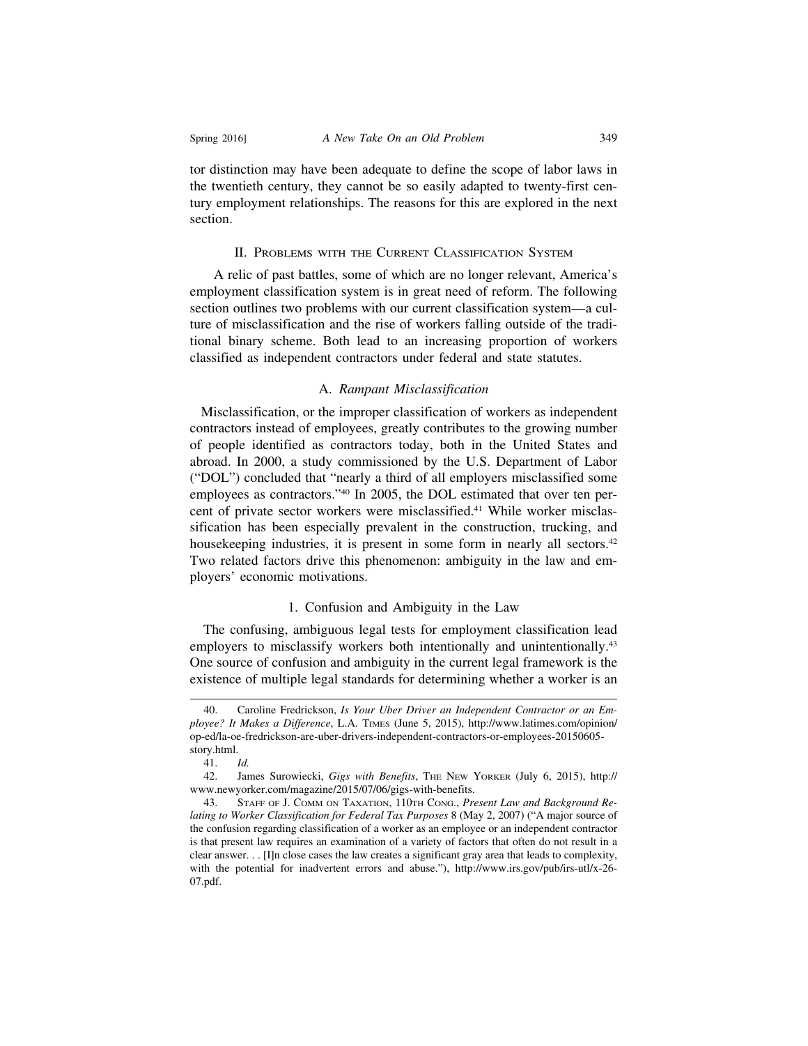tor distinction may have been adequate to define the scope of labor laws in the twentieth century, they cannot be so easily adapted to twenty-first century employment relationships. The reasons for this are explored in the next section.

## II. Problems with the Current Classification System

A relic of past battles, some of which are no longer relevant, America's employment classification system is in great need of reform. The following section outlines two problems with our current classification system—a culture of misclassification and the rise of workers falling outside of the traditional binary scheme. Both lead to an increasing proportion of workers classified as independent contractors under federal and state statutes.

### A. *Rampant Misclassification*

Misclassification, or the improper classification of workers as independent contractors instead of employees, greatly contributes to the growing number of people identified as contractors today, both in the United States and abroad. In 2000, a study commissioned by the U.S. Department of Labor ("DOL") concluded that "nearly a third of all employers misclassified some employees as contractors."[40] In 2005, the DOL estimated that over ten percent of private sector workers were misclassified.[41] While worker misclassification has been especially prevalent in the construction, trucking, and housekeeping industries, it is present in some form in nearly all sectors.[42] Two related factors drive this phenomenon: ambiguity in the law and employers' economic motivations.

#### 1. Confusion and Ambiguity in the Law

The confusing, ambiguous legal tests for employment classification lead employers to misclassify workers both intentionally and unintentionally.[43] One source of confusion and ambiguity in the current legal framework is the existence of multiple legal standards for determining whether a worker is an

---

40. Caroline Fredrickson, *Is Your Uber Driver an Independent Contractor or an Employee? It Makes a Difference*, L.A. Times (June 5, 2015), http://www.latimes.com/opinion/op-ed/la-oe-fredrickson-are-uber-drivers-independent-contractors-or-employees-20150605-story.html.

41. *Id.*

42. James Surowiecki, *Gigs with Benefits*, The New Yorker (July 6, 2015), http://www.newyorker.com/magazine/2015/07/06/gigs-with-benefits.

43. Staff of J. Comm on Taxation, 110th Cong., *Present Law and Background Relating to Worker Classification for Federal Tax Purposes* 8 (May 2, 2007) ("A major source of the confusion regarding classification of a worker as an employee or an independent contractor is that present law requires an examination of a variety of factors that often do not result in a clear answer. . . [I]n close cases the law creates a significant gray area that leads to complexity, with the potential for inadvertent errors and abuse."), http://www.irs.gov/pub/irs-utl/x-26-07.pdf.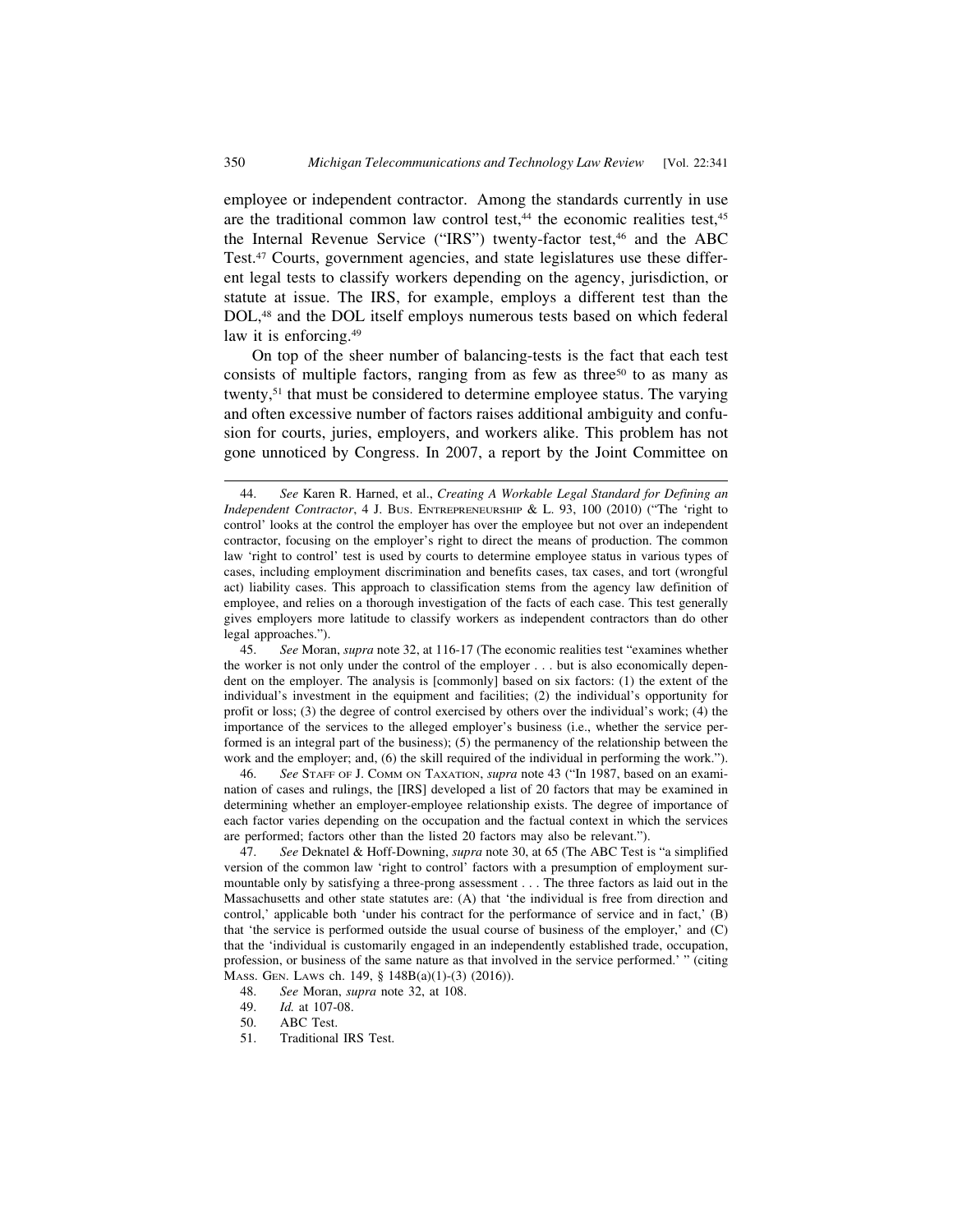employee or independent contractor. Among the standards currently in use are the traditional common law control test,[44] the economic realities test,[45] the Internal Revenue Service ("IRS") twenty-factor test,[46] and the ABC Test.[47] Courts, government agencies, and state legislatures use these different legal tests to classify workers depending on the agency, jurisdiction, or statute at issue. The IRS, for example, employs a different test than the DOL,[48] and the DOL itself employs numerous tests based on which federal law it is enforcing.[49]

On top of the sheer number of balancing-tests is the fact that each test consists of multiple factors, ranging from as few as three[50] to as many as twenty,[51] that must be considered to determine employee status. The varying and often excessive number of factors raises additional ambiguity and confusion for courts, juries, employers, and workers alike. This problem has not gone unnoticed by Congress. In 2007, a report by the Joint Committee on

---

44. *See* Karen R. Harned, et al., *Creating A Workable Legal Standard for Defining an Independent Contractor*, 4 J. BUS. ENTREPRENEURSHIP & L. 93, 100 (2010) ("The 'right to control' looks at the control the employer has over the employee but not over an independent contractor, focusing on the employer's right to direct the means of production. The common law 'right to control' test is used by courts to determine employee status in various types of cases, including employment discrimination and benefits cases, tax cases, and tort (wrongful act) liability cases. This approach to classification stems from the agency law definition of employee, and relies on a thorough investigation of the facts of each case. This test generally gives employers more latitude to classify workers as independent contractors than do other legal approaches.").

45. *See* Moran, *supra* note 32, at 116-17 (The economic realities test "examines whether the worker is not only under the control of the employer . . . but is also economically dependent on the employer. The analysis is [commonly] based on six factors: (1) the extent of the individual's investment in the equipment and facilities; (2) the individual's opportunity for profit or loss; (3) the degree of control exercised by others over the individual's work; (4) the importance of the services to the alleged employer's business (i.e., whether the service performed is an integral part of the business); (5) the permanency of the relationship between the work and the employer; and, (6) the skill required of the individual in performing the work.").

46. *See* STAFF OF J. COMM ON TAXATION, *supra* note 43 ("In 1987, based on an examination of cases and rulings, the [IRS] developed a list of 20 factors that may be examined in determining whether an employer-employee relationship exists. The degree of importance of each factor varies depending on the occupation and the factual context in which the services are performed; factors other than the listed 20 factors may also be relevant.").

47. *See* Deknatel & Hoff-Downing, *supra* note 30, at 65 (The ABC Test is "a simplified version of the common law 'right to control' factors with a presumption of employment surmountable only by satisfying a three-prong assessment . . . The three factors as laid out in the Massachusetts and other state statutes are: (A) that 'the individual is free from direction and control,' applicable both 'under his contract for the performance of service and in fact,' (B) that 'the service is performed outside the usual course of business of the employer,' and (C) that the 'individual is customarily engaged in an independently established trade, occupation, profession, or business of the same nature as that involved in the service performed.' " (citing MASS. GEN. LAWS ch. 149, § 148B(a)(1)-(3) (2016)).

48. *See* Moran, *supra* note 32, at 108.

49. *Id.* at 107-08.

50. ABC Test.

51. Traditional IRS Test.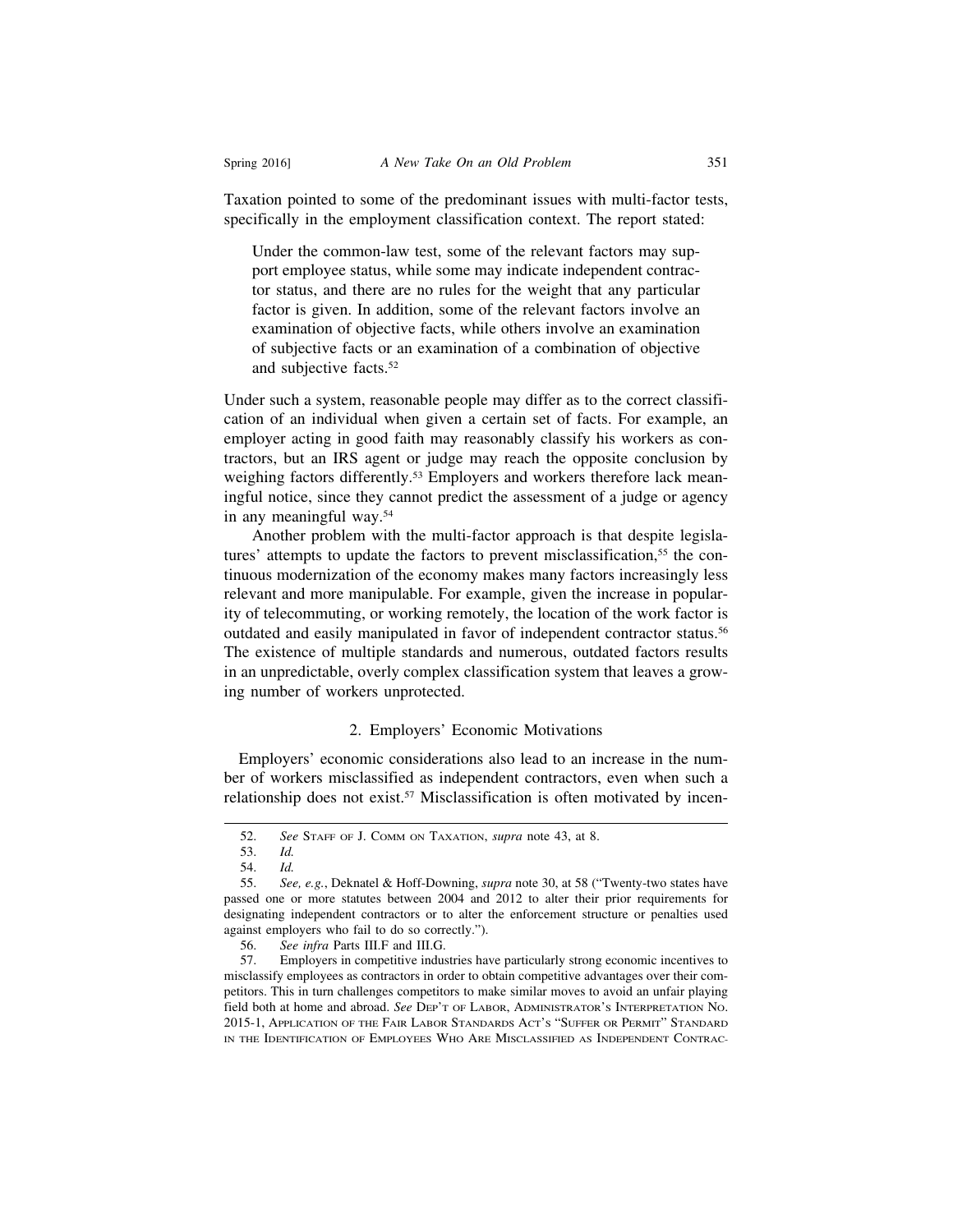Taxation pointed to some of the predominant issues with multi-factor tests, specifically in the employment classification context. The report stated:

> Under the common-law test, some of the relevant factors may support employee status, while some may indicate independent contractor status, and there are no rules for the weight that any particular factor is given. In addition, some of the relevant factors involve an examination of objective facts, while others involve an examination of subjective facts or an examination of a combination of objective and subjective facts.[52]

Under such a system, reasonable people may differ as to the correct classification of an individual when given a certain set of facts. For example, an employer acting in good faith may reasonably classify his workers as contractors, but an IRS agent or judge may reach the opposite conclusion by weighing factors differently.[53] Employers and workers therefore lack meaningful notice, since they cannot predict the assessment of a judge or agency in any meaningful way.[54]

Another problem with the multi-factor approach is that despite legislatures' attempts to update the factors to prevent misclassification,[55] the continuous modernization of the economy makes many factors increasingly less relevant and more manipulable. For example, given the increase in popularity of telecommuting, or working remotely, the location of the work factor is outdated and easily manipulated in favor of independent contractor status.[56] The existence of multiple standards and numerous, outdated factors results in an unpredictable, overly complex classification system that leaves a growing number of workers unprotected.

### 2. Employers' Economic Motivations

Employers' economic considerations also lead to an increase in the number of workers misclassified as independent contractors, even when such a relationship does not exist.[57] Misclassification is often motivated by incen-

---

52. *See* Staff of J. Comm on Taxation, *supra* note 43, at 8.

53. *Id.*

54. *Id.*

55. *See, e.g.*, Deknatel & Hoff-Downing, *supra* note 30, at 58 ("Twenty-two states have passed one or more statutes between 2004 and 2012 to alter their prior requirements for designating independent contractors or to alter the enforcement structure or penalties used against employers who fail to do so correctly.").

56. *See infra* Parts III.F and III.G.

57. Employers in competitive industries have particularly strong economic incentives to misclassify employees as contractors in order to obtain competitive advantages over their competitors. This in turn challenges competitors to make similar moves to avoid an unfair playing field both at home and abroad. *See* Dep't of Labor, Administrator's Interpretation No. 2015-1, Application of the Fair Labor Standards Act's "Suffer or Permit" Standard in the Identification of Employees Who Are Misclassified as Independent Contrac-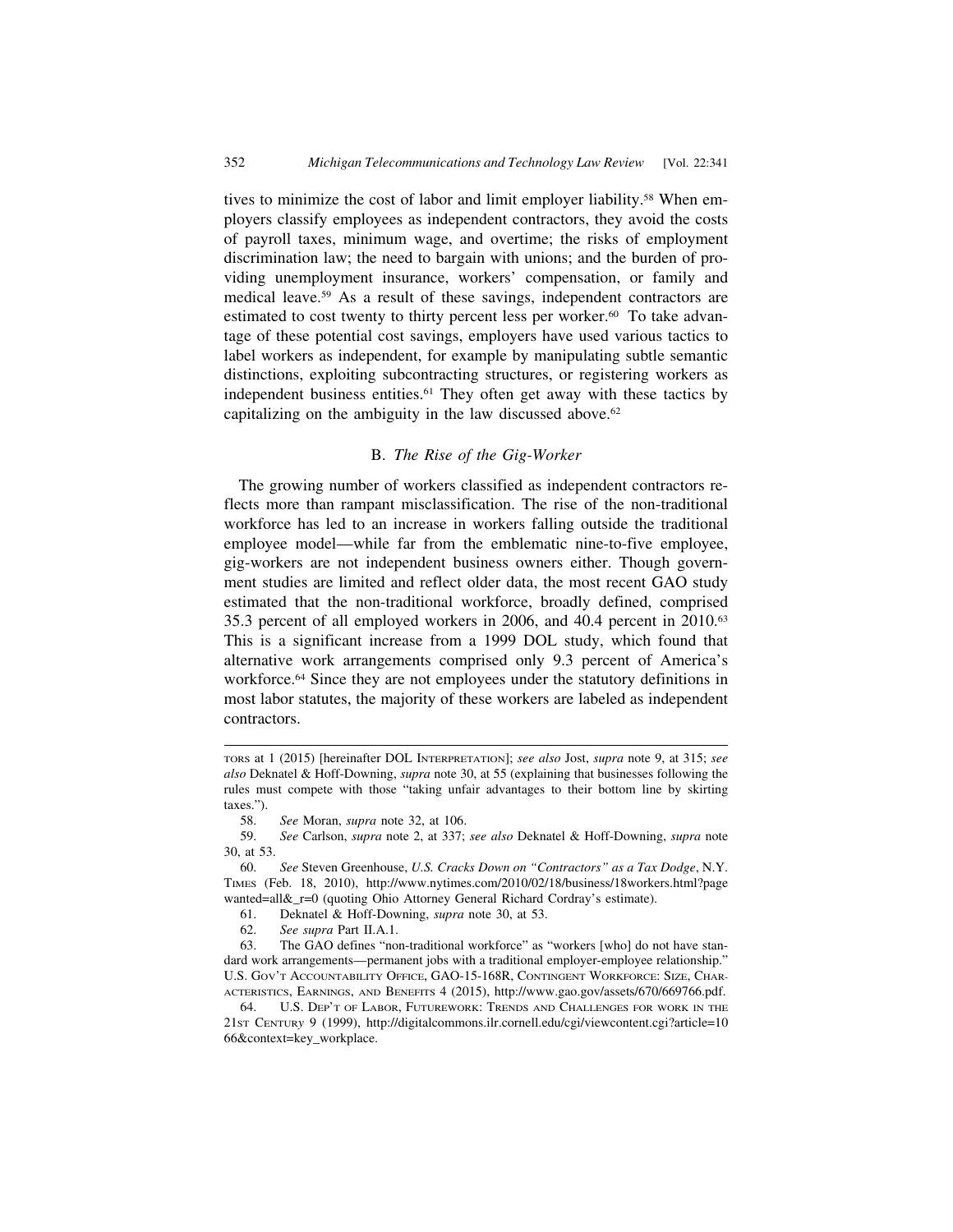tives to minimize the cost of labor and limit employer liability.[58] When employers classify employees as independent contractors, they avoid the costs of payroll taxes, minimum wage, and overtime; the risks of employment discrimination law; the need to bargain with unions; and the burden of providing unemployment insurance, workers' compensation, or family and medical leave.[59] As a result of these savings, independent contractors are estimated to cost twenty to thirty percent less per worker.[60] To take advantage of these potential cost savings, employers have used various tactics to label workers as independent, for example by manipulating subtle semantic distinctions, exploiting subcontracting structures, or registering workers as independent business entities.[61] They often get away with these tactics by capitalizing on the ambiguity in the law discussed above.[62]

### B. *The Rise of the Gig-Worker*

The growing number of workers classified as independent contractors reflects more than rampant misclassification. The rise of the non-traditional workforce has led to an increase in workers falling outside the traditional employee model—while far from the emblematic nine-to-five employee, gig-workers are not independent business owners either. Though government studies are limited and reflect older data, the most recent GAO study estimated that the non-traditional workforce, broadly defined, comprised 35.3 percent of all employed workers in 2006, and 40.4 percent in 2010.[63] This is a significant increase from a 1999 DOL study, which found that alternative work arrangements comprised only 9.3 percent of America's workforce.[64] Since they are not employees under the statutory definitions in most labor statutes, the majority of these workers are labeled as independent contractors.

---

TORS at 1 (2015) [hereinafter DOL INTERPRETATION]; *see also* Jost, *supra* note 9, at 315; *see also* Deknatel & Hoff-Downing, *supra* note 30, at 55 (explaining that businesses following the rules must compete with those "taking unfair advantages to their bottom line by skirting taxes.").

58. *See* Moran, *supra* note 32, at 106.

59. *See* Carlson, *supra* note 2, at 337; *see also* Deknatel & Hoff-Downing, *supra* note 30, at 53.

60. *See* Steven Greenhouse, *U.S. Cracks Down on "Contractors" as a Tax Dodge*, N.Y. TIMES (Feb. 18, 2010), http://www.nytimes.com/2010/02/18/business/18workers.html?pagewanted=all&_r=0 (quoting Ohio Attorney General Richard Cordray's estimate).

61. Deknatel & Hoff-Downing, *supra* note 30, at 53.

62. *See supra* Part II.A.1.

63. The GAO defines "non-traditional workforce" as "workers [who] do not have standard work arrangements—permanent jobs with a traditional employer-employee relationship." U.S. GOV'T ACCOUNTABILITY OFFICE, GAO-15-168R, CONTINGENT WORKFORCE: SIZE, CHARACTERISTICS, EARNINGS, AND BENEFITS 4 (2015), http://www.gao.gov/assets/670/669766.pdf.

64. U.S. DEP'T OF LABOR, FUTUREWORK: TRENDS AND CHALLENGES FOR WORK IN THE 21ST CENTURY 9 (1999), http://digitalcommons.ilr.cornell.edu/cgi/viewcontent.cgi?article=1066&context=key_workplace.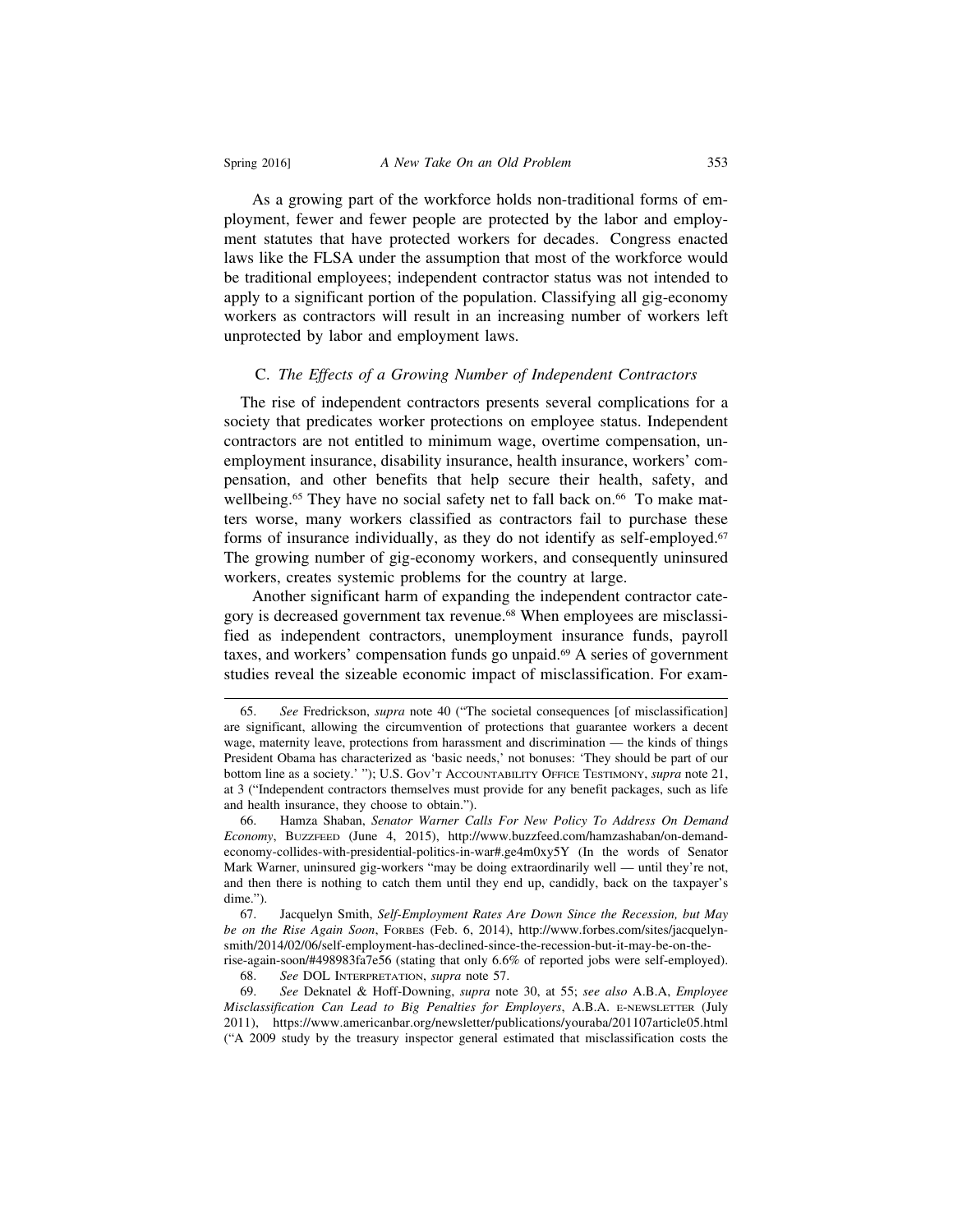As a growing part of the workforce holds non-traditional forms of employment, fewer and fewer people are protected by the labor and employment statutes that have protected workers for decades. Congress enacted laws like the FLSA under the assumption that most of the workforce would be traditional employees; independent contractor status was not intended to apply to a significant portion of the population. Classifying all gig-economy workers as contractors will result in an increasing number of workers left unprotected by labor and employment laws.

### C. *The Effects of a Growing Number of Independent Contractors*

The rise of independent contractors presents several complications for a society that predicates worker protections on employee status. Independent contractors are not entitled to minimum wage, overtime compensation, unemployment insurance, disability insurance, health insurance, workers' compensation, and other benefits that help secure their health, safety, and wellbeing.[65] They have no social safety net to fall back on.[66] To make matters worse, many workers classified as contractors fail to purchase these forms of insurance individually, as they do not identify as self-employed.[67] The growing number of gig-economy workers, and consequently uninsured workers, creates systemic problems for the country at large.

Another significant harm of expanding the independent contractor category is decreased government tax revenue.[68] When employees are misclassified as independent contractors, unemployment insurance funds, payroll taxes, and workers' compensation funds go unpaid.[69] A series of government studies reveal the sizeable economic impact of misclassification. For exam-

---

65. *See* Fredrickson, *supra* note 40 ("The societal consequences [of misclassification] are significant, allowing the circumvention of protections that guarantee workers a decent wage, maternity leave, protections from harassment and discrimination — the kinds of things President Obama has characterized as 'basic needs,' not bonuses: 'They should be part of our bottom line as a society.' "); U.S. GOV'T ACCOUNTABILITY OFFICE TESTIMONY, *supra* note 21, at 3 ("Independent contractors themselves must provide for any benefit packages, such as life and health insurance, they choose to obtain.").

66. Hamza Shaban, *Senator Warner Calls For New Policy To Address On Demand Economy*, BUZZFEED (June 4, 2015), http://www.buzzfeed.com/hamzashaban/on-demand-economy-collides-with-presidential-politics-in-war#.ge4m0xy5Y (In the words of Senator Mark Warner, uninsured gig-workers "may be doing extraordinarily well — until they're not, and then there is nothing to catch them until they end up, candidly, back on the taxpayer's dime.").

67. Jacquelyn Smith, *Self-Employment Rates Are Down Since the Recession, but May be on the Rise Again Soon*, FORBES (Feb. 6, 2014), http://www.forbes.com/sites/jacquelynsmith/2014/02/06/self-employment-has-declined-since-the-recession-but-it-may-be-on-the-rise-again-soon/#498983fa7e56 (stating that only 6.6% of reported jobs were self-employed).

68. *See* DOL INTERPRETATION, *supra* note 57.

69. *See* Deknatel & Hoff-Downing, *supra* note 30, at 55; *see also* A.B.A, *Employee Misclassification Can Lead to Big Penalties for Employers*, A.B.A. E-NEWSLETTER (July 2011), https://www.americanbar.org/newsletter/publications/youraba/201107article05.html ("A 2009 study by the treasury inspector general estimated that misclassification costs the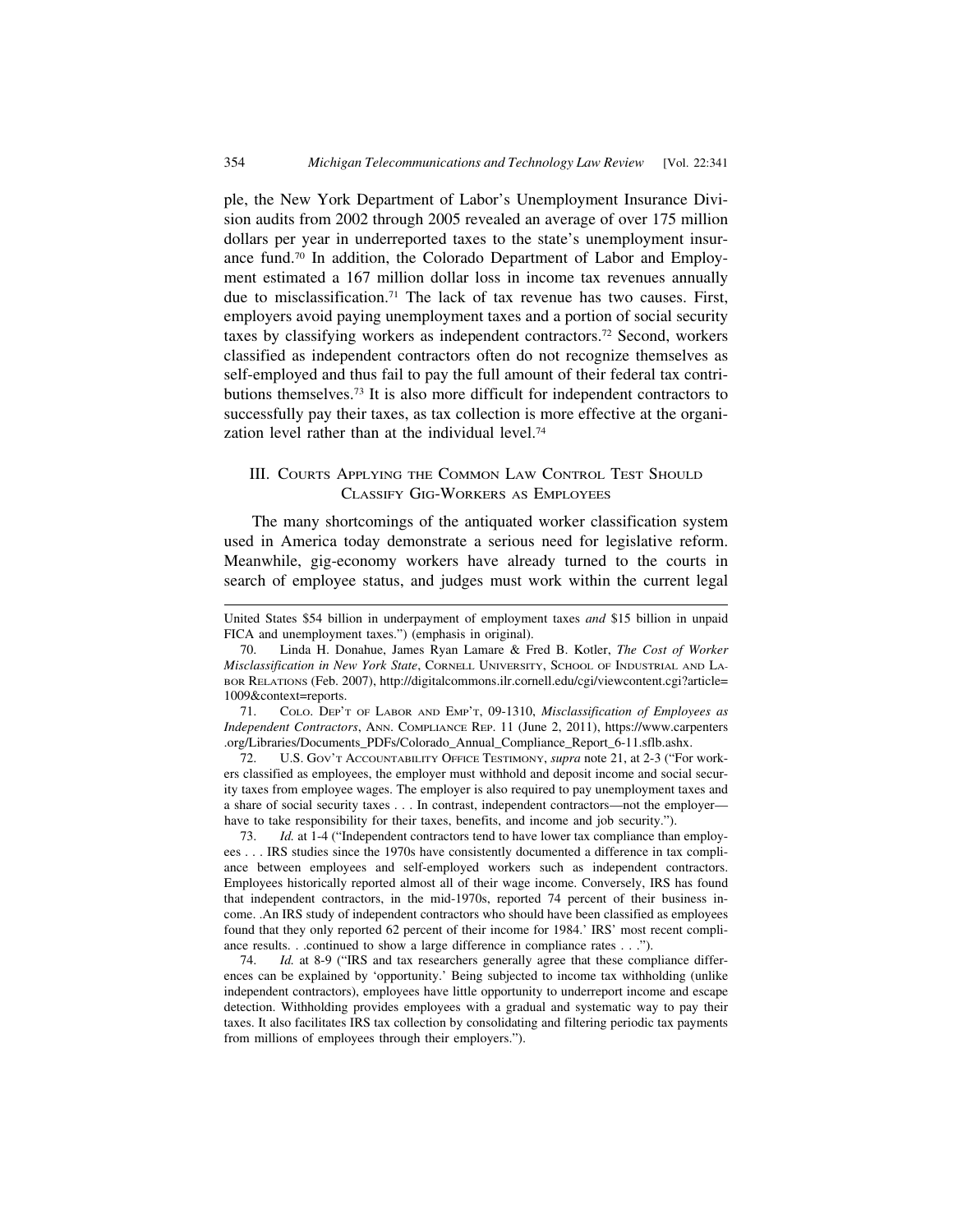ple, the New York Department of Labor's Unemployment Insurance Division audits from 2002 through 2005 revealed an average of over 175 million dollars per year in underreported taxes to the state's unemployment insurance fund.[70] In addition, the Colorado Department of Labor and Employment estimated a 167 million dollar loss in income tax revenues annually due to misclassification.[71] The lack of tax revenue has two causes. First, employers avoid paying unemployment taxes and a portion of social security taxes by classifying workers as independent contractors.[72] Second, workers classified as independent contractors often do not recognize themselves as self-employed and thus fail to pay the full amount of their federal tax contributions themselves.[73] It is also more difficult for independent contractors to successfully pay their taxes, as tax collection is more effective at the organization level rather than at the individual level.[74]

## III. Courts Applying the Common Law Control Test Should Classify Gig-Workers as Employees

The many shortcomings of the antiquated worker classification system used in America today demonstrate a serious need for legislative reform. Meanwhile, gig-economy workers have already turned to the courts in search of employee status, and judges must work within the current legal

---

United States $54 billion in underpayment of employment taxes *and* $15 billion in unpaid FICA and unemployment taxes.") (emphasis in original).

70. Linda H. Donahue, James Ryan Lamare & Fred B. Kotler, *The Cost of Worker Misclassification in New York State*, Cornell University, School of Industrial and Labor Relations (Feb. 2007), http://digitalcommons.ilr.cornell.edu/cgi/viewcontent.cgi?article=1009&context=reports.

71. Colo. Dep't of Labor and Emp't, 09-1310, *Misclassification of Employees as Independent Contractors*, Ann. Compliance Rep. 11 (June 2, 2011), https://www.carpenters.org/Libraries/Documents_PDFs/Colorado_Annual_Compliance_Report_6-11.sflb.ashx.

72. U.S. Gov't Accountability Office Testimony, *supra* note 21, at 2-3 ("For workers classified as employees, the employer must withhold and deposit income and social security taxes from employee wages. The employer is also required to pay unemployment taxes and a share of social security taxes . . . In contrast, independent contractors—not the employer—have to take responsibility for their taxes, benefits, and income and job security.").

73. *Id.* at 1-4 ("Independent contractors tend to have lower tax compliance than employees . . . IRS studies since the 1970s have consistently documented a difference in tax compliance between employees and self-employed workers such as independent contractors. Employees historically reported almost all of their wage income. Conversely, IRS has found that independent contractors, in the mid-1970s, reported 74 percent of their business income. .An IRS study of independent contractors who should have been classified as employees found that they only reported 62 percent of their income for 1984.' IRS' most recent compliance results. . .continued to show a large difference in compliance rates . . .").

74. *Id.* at 8-9 ("IRS and tax researchers generally agree that these compliance differences can be explained by 'opportunity.' Being subjected to income tax withholding (unlike independent contractors), employees have little opportunity to underreport income and escape detection. Withholding provides employees with a gradual and systematic way to pay their taxes. It also facilitates IRS tax collection by consolidating and filtering periodic tax payments from millions of employees through their employers.").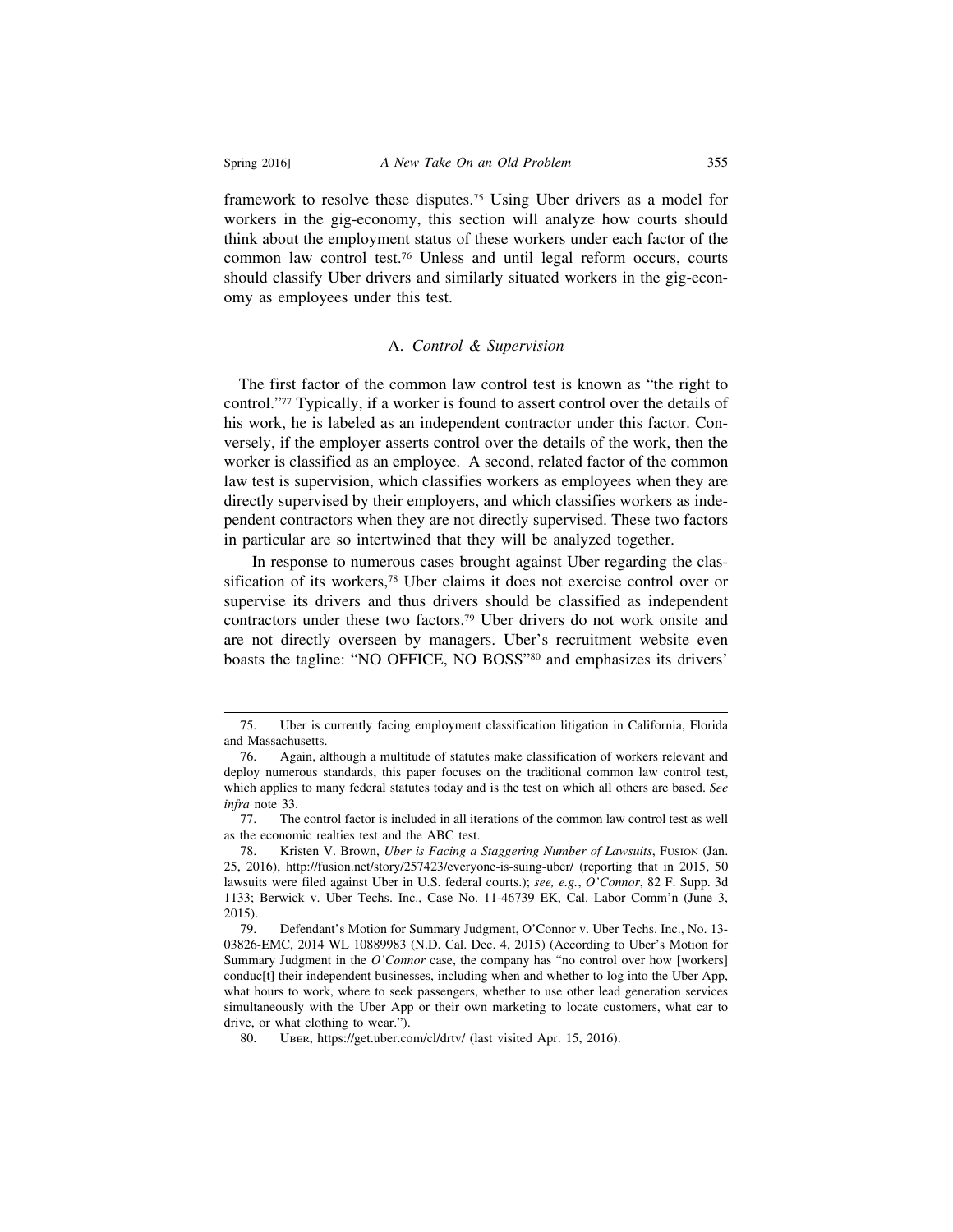framework to resolve these disputes.[75] Using Uber drivers as a model for workers in the gig-economy, this section will analyze how courts should think about the employment status of these workers under each factor of the common law control test.[76] Unless and until legal reform occurs, courts should classify Uber drivers and similarly situated workers in the gig-economy as employees under this test.

### A. *Control & Supervision*

The first factor of the common law control test is known as "the right to control."[77] Typically, if a worker is found to assert control over the details of his work, he is labeled as an independent contractor under this factor. Conversely, if the employer asserts control over the details of the work, then the worker is classified as an employee. A second, related factor of the common law test is supervision, which classifies workers as employees when they are directly supervised by their employers, and which classifies workers as independent contractors when they are not directly supervised. These two factors in particular are so intertwined that they will be analyzed together.

In response to numerous cases brought against Uber regarding the classification of its workers,[78] Uber claims it does not exercise control over or supervise its drivers and thus drivers should be classified as independent contractors under these two factors.[79] Uber drivers do not work onsite and are not directly overseen by managers. Uber's recruitment website even boasts the tagline: "NO OFFICE, NO BOSS"[80] and emphasizes its drivers'

---

75. Uber is currently facing employment classification litigation in California, Florida and Massachusetts.

76. Again, although a multitude of statutes make classification of workers relevant and deploy numerous standards, this paper focuses on the traditional common law control test, which applies to many federal statutes today and is the test on which all others are based. *See infra* note 33.

77. The control factor is included in all iterations of the common law control test as well as the economic realties test and the ABC test.

78. Kristen V. Brown, *Uber is Facing a Staggering Number of Lawsuits*, Fusion (Jan. 25, 2016), http://fusion.net/story/257423/everyone-is-suing-uber/ (reporting that in 2015, 50 lawsuits were filed against Uber in U.S. federal courts.); *see, e.g.*, *O'Connor*, 82 F. Supp. 3d 1133; Berwick v. Uber Techs. Inc., Case No. 11-46739 EK, Cal. Labor Comm'n (June 3, 2015).

79. Defendant's Motion for Summary Judgment, O'Connor v. Uber Techs. Inc., No. 13-03826-EMC, 2014 WL 10889983 (N.D. Cal. Dec. 4, 2015) (According to Uber's Motion for Summary Judgment in the *O'Connor* case, the company has "no control over how [workers] conduc[t] their independent businesses, including when and whether to log into the Uber App, what hours to work, where to seek passengers, whether to use other lead generation services simultaneously with the Uber App or their own marketing to locate customers, what car to drive, or what clothing to wear.").

80. Uber, https://get.uber.com/cl/drtv/ (last visited Apr. 15, 2016).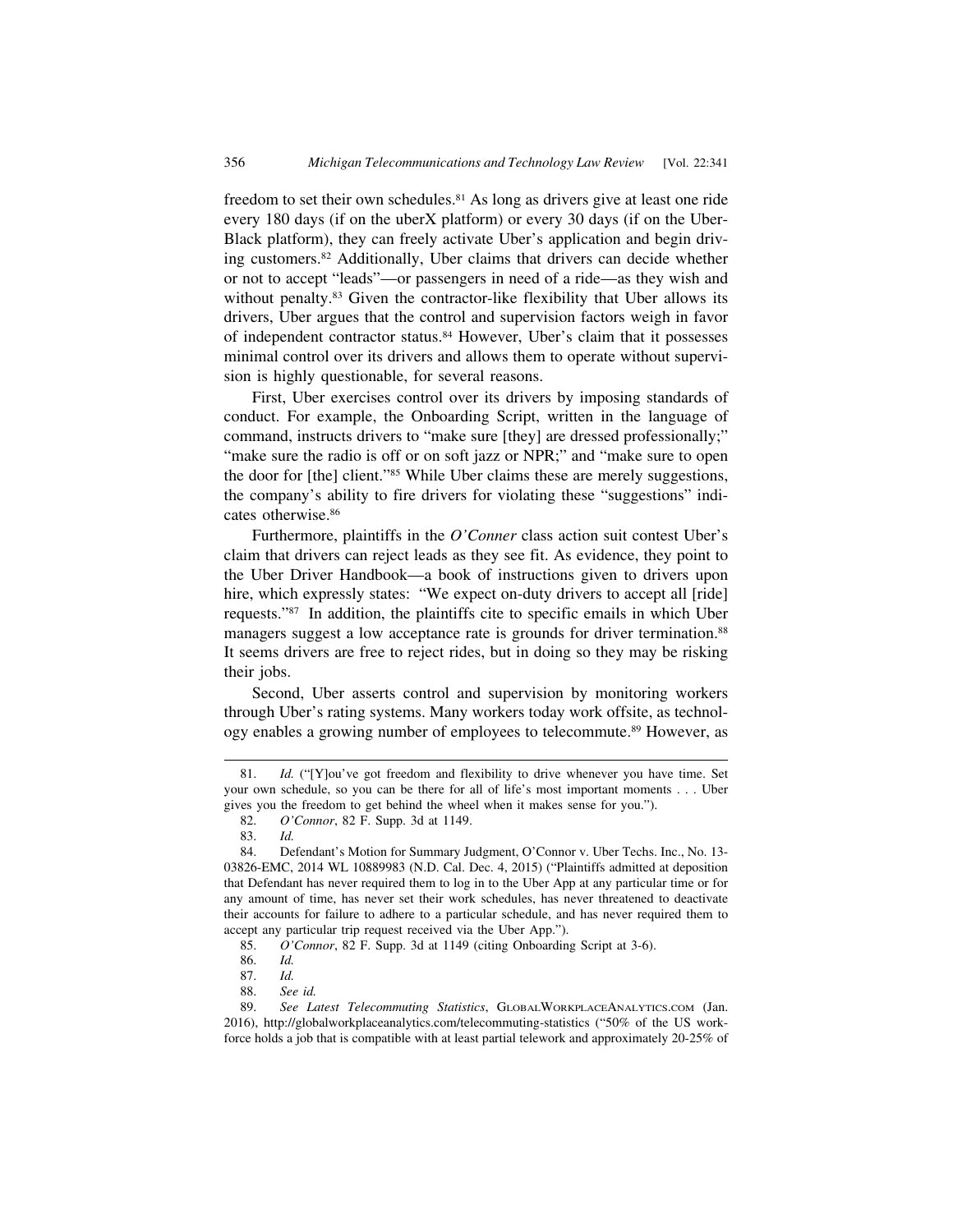freedom to set their own schedules.[81] As long as drivers give at least one ride every 180 days (if on the uberX platform) or every 30 days (if on the UberBlack platform), they can freely activate Uber's application and begin driving customers.[82] Additionally, Uber claims that drivers can decide whether or not to accept "leads"—or passengers in need of a ride—as they wish and without penalty.[83] Given the contractor-like flexibility that Uber allows its drivers, Uber argues that the control and supervision factors weigh in favor of independent contractor status.[84] However, Uber's claim that it possesses minimal control over its drivers and allows them to operate without supervision is highly questionable, for several reasons.

First, Uber exercises control over its drivers by imposing standards of conduct. For example, the Onboarding Script, written in the language of command, instructs drivers to "make sure [they] are dressed professionally;" "make sure the radio is off or on soft jazz or NPR;" and "make sure to open the door for [the] client."[85] While Uber claims these are merely suggestions, the company's ability to fire drivers for violating these "suggestions" indicates otherwise.[86]

Furthermore, plaintiffs in the *O'Conner* class action suit contest Uber's claim that drivers can reject leads as they see fit. As evidence, they point to the Uber Driver Handbook—a book of instructions given to drivers upon hire, which expressly states: "We expect on-duty drivers to accept all [ride] requests."[87] In addition, the plaintiffs cite to specific emails in which Uber managers suggest a low acceptance rate is grounds for driver termination.[88] It seems drivers are free to reject rides, but in doing so they may be risking their jobs.

Second, Uber asserts control and supervision by monitoring workers through Uber's rating systems. Many workers today work offsite, as technology enables a growing number of employees to telecommute.[89] However, as

---

81. *Id.* ("[Y]ou've got freedom and flexibility to drive whenever you have time. Set your own schedule, so you can be there for all of life's most important moments . . . Uber gives you the freedom to get behind the wheel when it makes sense for you.").

82. *O'Connor*, 82 F. Supp. 3d at 1149.

83. *Id.*

84. Defendant's Motion for Summary Judgment, O'Connor v. Uber Techs. Inc., No. 13-03826-EMC, 2014 WL 10889983 (N.D. Cal. Dec. 4, 2015) ("Plaintiffs admitted at deposition that Defendant has never required them to log in to the Uber App at any particular time or for any amount of time, has never set their work schedules, has never threatened to deactivate their accounts for failure to adhere to a particular schedule, and has never required them to accept any particular trip request received via the Uber App.").

85. *O'Connor*, 82 F. Supp. 3d at 1149 (citing Onboarding Script at 3-6).

86. *Id.*

87. *Id.*

88. *See id.*

89. *See Latest Telecommuting Statistics*, GLOBALWORKPLACEANALYTICS.COM (Jan. 2016), http://globalworkplaceanalytics.com/telecommuting-statistics ("50% of the US workforce holds a job that is compatible with at least partial telework and approximately 20-25% of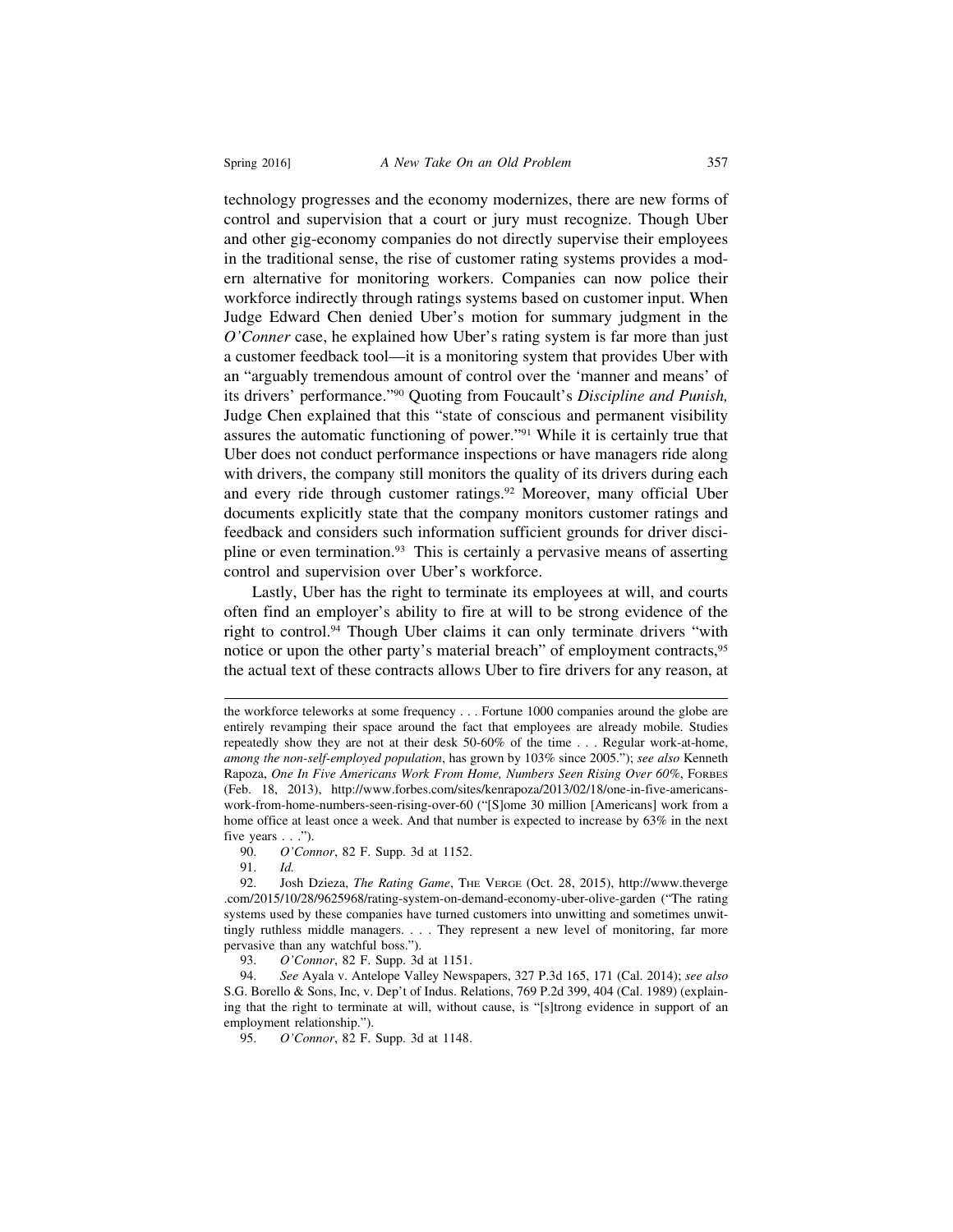technology progresses and the economy modernizes, there are new forms of control and supervision that a court or jury must recognize. Though Uber and other gig-economy companies do not directly supervise their employees in the traditional sense, the rise of customer rating systems provides a modern alternative for monitoring workers. Companies can now police their workforce indirectly through ratings systems based on customer input. When Judge Edward Chen denied Uber's motion for summary judgment in the *O'Conner* case, he explained how Uber's rating system is far more than just a customer feedback tool—it is a monitoring system that provides Uber with an "arguably tremendous amount of control over the 'manner and means' of its drivers' performance."[90] Quoting from Foucault's *Discipline and Punish,* Judge Chen explained that this "state of conscious and permanent visibility assures the automatic functioning of power."[91] While it is certainly true that Uber does not conduct performance inspections or have managers ride along with drivers, the company still monitors the quality of its drivers during each and every ride through customer ratings.[92] Moreover, many official Uber documents explicitly state that the company monitors customer ratings and feedback and considers such information sufficient grounds for driver discipline or even termination.[93] This is certainly a pervasive means of asserting control and supervision over Uber's workforce.

Lastly, Uber has the right to terminate its employees at will, and courts often find an employer's ability to fire at will to be strong evidence of the right to control.[94] Though Uber claims it can only terminate drivers "with notice or upon the other party's material breach" of employment contracts,[95] the actual text of these contracts allows Uber to fire drivers for any reason, at

---

the workforce teleworks at some frequency . . . Fortune 1000 companies around the globe are entirely revamping their space around the fact that employees are already mobile. Studies repeatedly show they are not at their desk 50-60% of the time . . . Regular work-at-home, *among the non-self-employed population*, has grown by 103% since 2005."); *see also* Kenneth Rapoza, *One In Five Americans Work From Home, Numbers Seen Rising Over 60%*, FORBES (Feb. 18, 2013), http://www.forbes.com/sites/kenrapoza/2013/02/18/one-in-five-americans-work-from-home-numbers-seen-rising-over-60 ("[S]ome 30 million [Americans] work from a home office at least once a week. And that number is expected to increase by 63% in the next five years . . .").

90. *O'Connor*, 82 F. Supp. 3d at 1152.

91. *Id.*

92. Josh Dzieza, *The Rating Game*, THE VERGE (Oct. 28, 2015), http://www.theverge.com/2015/10/28/9625968/rating-system-on-demand-economy-uber-olive-garden ("The rating systems used by these companies have turned customers into unwitting and sometimes unwittingly ruthless middle managers. . . . They represent a new level of monitoring, far more pervasive than any watchful boss.").

93. *O'Connor*, 82 F. Supp. 3d at 1151.

94. *See* Ayala v. Antelope Valley Newspapers, 327 P.3d 165, 171 (Cal. 2014); *see also* S.G. Borello & Sons, Inc, v. Dep't of Indus. Relations, 769 P.2d 399, 404 (Cal. 1989) (explaining that the right to terminate at will, without cause, is "[s]trong evidence in support of an employment relationship.").

95. *O'Connor*, 82 F. Supp. 3d at 1148.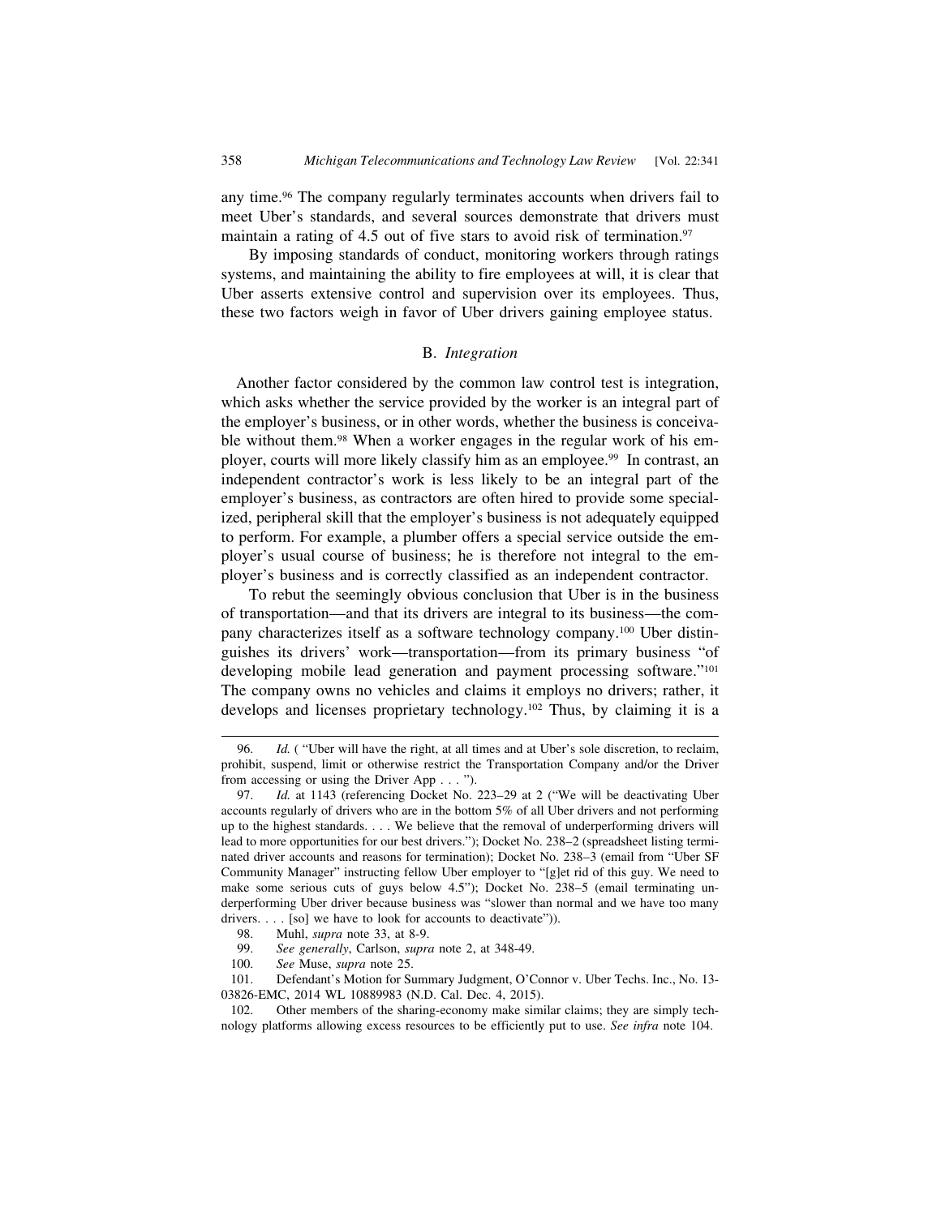any time.[96] The company regularly terminates accounts when drivers fail to meet Uber's standards, and several sources demonstrate that drivers must maintain a rating of 4.5 out of five stars to avoid risk of termination.[97]

By imposing standards of conduct, monitoring workers through ratings systems, and maintaining the ability to fire employees at will, it is clear that Uber asserts extensive control and supervision over its employees. Thus, these two factors weigh in favor of Uber drivers gaining employee status.

### B. *Integration*

Another factor considered by the common law control test is integration, which asks whether the service provided by the worker is an integral part of the employer's business, or in other words, whether the business is conceivable without them.[98] When a worker engages in the regular work of his employer, courts will more likely classify him as an employee.[99] In contrast, an independent contractor's work is less likely to be an integral part of the employer's business, as contractors are often hired to provide some specialized, peripheral skill that the employer's business is not adequately equipped to perform. For example, a plumber offers a special service outside the employer's usual course of business; he is therefore not integral to the employer's business and is correctly classified as an independent contractor.

To rebut the seemingly obvious conclusion that Uber is in the business of transportation—and that its drivers are integral to its business—the company characterizes itself as a software technology company.[100] Uber distinguishes its drivers' work—transportation—from its primary business "of developing mobile lead generation and payment processing software."[101] The company owns no vehicles and claims it employs no drivers; rather, it develops and licenses proprietary technology.[102] Thus, by claiming it is a

---

96. *Id.* ( "Uber will have the right, at all times and at Uber's sole discretion, to reclaim, prohibit, suspend, limit or otherwise restrict the Transportation Company and/or the Driver from accessing or using the Driver App . . . ").

97. *Id.* at 1143 (referencing Docket No. 223–29 at 2 ("We will be deactivating Uber accounts regularly of drivers who are in the bottom 5% of all Uber drivers and not performing up to the highest standards. . . . We believe that the removal of underperforming drivers will lead to more opportunities for our best drivers."); Docket No. 238–2 (spreadsheet listing terminated driver accounts and reasons for termination); Docket No. 238–3 (email from "Uber SF Community Manager" instructing fellow Uber employer to "[g]et rid of this guy. We need to make some serious cuts of guys below 4.5"); Docket No. 238–5 (email terminating underperforming Uber driver because business was "slower than normal and we have too many drivers. . . . [so] we have to look for accounts to deactivate")).

98. Muhl, *supra* note 33, at 8-9.

99. *See generally*, Carlson, *supra* note 2, at 348-49.

100. *See* Muse, *supra* note 25.

101. Defendant's Motion for Summary Judgment, O'Connor v. Uber Techs. Inc., No. 13-03826-EMC, 2014 WL 10889983 (N.D. Cal. Dec. 4, 2015).

102. Other members of the sharing-economy make similar claims; they are simply technology platforms allowing excess resources to be efficiently put to use. *See infra* note 104.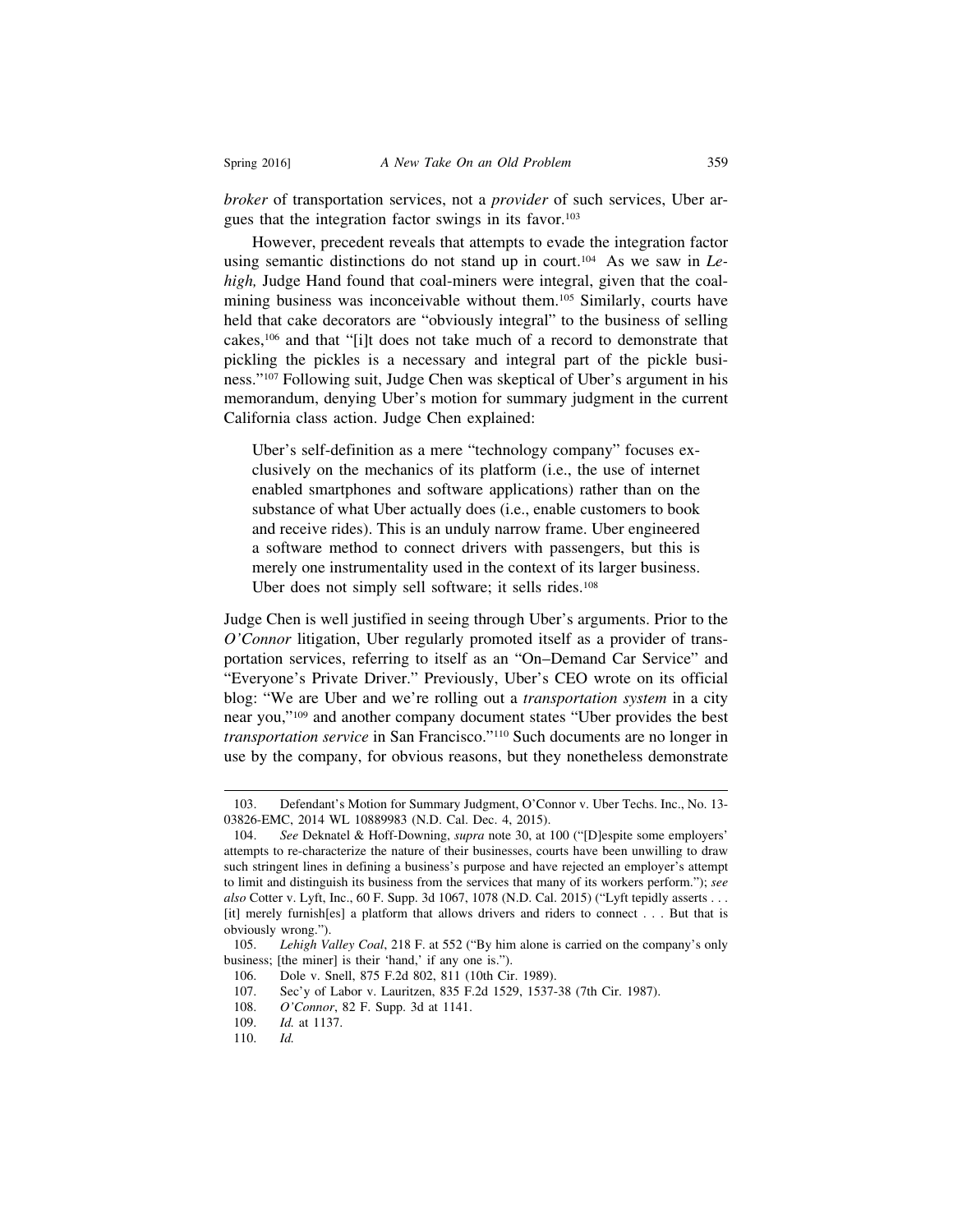*broker* of transportation services, not a *provider* of such services, Uber argues that the integration factor swings in its favor.[103]

However, precedent reveals that attempts to evade the integration factor using semantic distinctions do not stand up in court.[104] As we saw in *Lehigh,* Judge Hand found that coal-miners were integral, given that the coal-mining business was inconceivable without them.[105] Similarly, courts have held that cake decorators are "obviously integral" to the business of selling cakes,[106] and that "[i]t does not take much of a record to demonstrate that pickling the pickles is a necessary and integral part of the pickle business."[107] Following suit, Judge Chen was skeptical of Uber's argument in his memorandum, denying Uber's motion for summary judgment in the current California class action. Judge Chen explained:

> Uber's self-definition as a mere "technology company" focuses exclusively on the mechanics of its platform (i.e., the use of internet enabled smartphones and software applications) rather than on the substance of what Uber actually does (i.e., enable customers to book and receive rides). This is an unduly narrow frame. Uber engineered a software method to connect drivers with passengers, but this is merely one instrumentality used in the context of its larger business. Uber does not simply sell software; it sells rides.[108]

Judge Chen is well justified in seeing through Uber's arguments. Prior to the *O'Connor* litigation, Uber regularly promoted itself as a provider of transportation services, referring to itself as an "On–Demand Car Service" and "Everyone's Private Driver." Previously, Uber's CEO wrote on its official blog: "We are Uber and we're rolling out a *transportation system* in a city near you,"[109] and another company document states "Uber provides the best *transportation service* in San Francisco."[110] Such documents are no longer in use by the company, for obvious reasons, but they nonetheless demonstrate

---

103. Defendant's Motion for Summary Judgment, O'Connor v. Uber Techs. Inc., No. 13-03826-EMC, 2014 WL 10889983 (N.D. Cal. Dec. 4, 2015).

104. *See* Deknatel & Hoff-Downing, *supra* note 30, at 100 ("[D]espite some employers' attempts to re-characterize the nature of their businesses, courts have been unwilling to draw such stringent lines in defining a business's purpose and have rejected an employer's attempt to limit and distinguish its business from the services that many of its workers perform."); *see also* Cotter v. Lyft, Inc., 60 F. Supp. 3d 1067, 1078 (N.D. Cal. 2015) ("Lyft tepidly asserts . . . [it] merely furnish[es] a platform that allows drivers and riders to connect . . . But that is obviously wrong.").

105. *Lehigh Valley Coal*, 218 F. at 552 ("By him alone is carried on the company's only business; [the miner] is their 'hand,' if any one is.").

106. Dole v. Snell, 875 F.2d 802, 811 (10th Cir. 1989).

107. Sec'y of Labor v. Lauritzen, 835 F.2d 1529, 1537-38 (7th Cir. 1987).

108. *O'Connor*, 82 F. Supp. 3d at 1141.

109. *Id.* at 1137.

110. *Id.*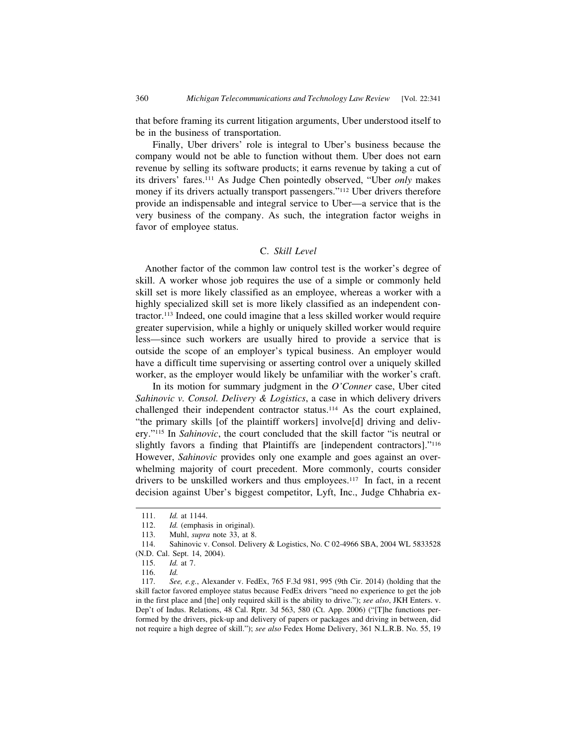that before framing its current litigation arguments, Uber understood itself to be in the business of transportation.

Finally, Uber drivers' role is integral to Uber's business because the company would not be able to function without them. Uber does not earn revenue by selling its software products; it earns revenue by taking a cut of its drivers' fares.[111] As Judge Chen pointedly observed, "Uber *only* makes money if its drivers actually transport passengers."[112] Uber drivers therefore provide an indispensable and integral service to Uber—a service that is the very business of the company. As such, the integration factor weighs in favor of employee status.

### C. *Skill Level*

Another factor of the common law control test is the worker's degree of skill. A worker whose job requires the use of a simple or commonly held skill set is more likely classified as an employee, whereas a worker with a highly specialized skill set is more likely classified as an independent contractor.[113] Indeed, one could imagine that a less skilled worker would require greater supervision, while a highly or uniquely skilled worker would require less—since such workers are usually hired to provide a service that is outside the scope of an employer's typical business. An employer would have a difficult time supervising or asserting control over a uniquely skilled worker, as the employer would likely be unfamiliar with the worker's craft.

In its motion for summary judgment in the *O'Conner* case, Uber cited *Sahinovic v. Consol. Delivery & Logistics*, a case in which delivery drivers challenged their independent contractor status.[114] As the court explained, "the primary skills [of the plaintiff workers] involve[d] driving and delivery."[115] In *Sahinovic*, the court concluded that the skill factor "is neutral or slightly favors a finding that Plaintiffs are [independent contractors]."[116] However, *Sahinovic* provides only one example and goes against an overwhelming majority of court precedent. More commonly, courts consider drivers to be unskilled workers and thus employees.[117] In fact, in a recent decision against Uber's biggest competitor, Lyft, Inc., Judge Chhabria ex-

---

111. *Id.* at 1144.

112. *Id.* (emphasis in original).

113. Muhl, *supra* note 33, at 8.

114. Sahinovic v. Consol. Delivery & Logistics, No. C 02-4966 SBA, 2004 WL 5833528 (N.D. Cal. Sept. 14, 2004).

115. *Id.* at 7.

116. *Id.*

117. *See, e.g.*, Alexander v. FedEx, 765 F.3d 981, 995 (9th Cir. 2014) (holding that the skill factor favored employee status because FedEx drivers "need no experience to get the job in the first place and [the] only required skill is the ability to drive."); *see also*, JKH Enters. v. Dep't of Indus. Relations, 48 Cal. Rptr. 3d 563, 580 (Ct. App. 2006) ("[T]he functions performed by the drivers, pick-up and delivery of papers or packages and driving in between, did not require a high degree of skill."); *see also* Fedex Home Delivery, 361 N.L.R.B. No. 55, 19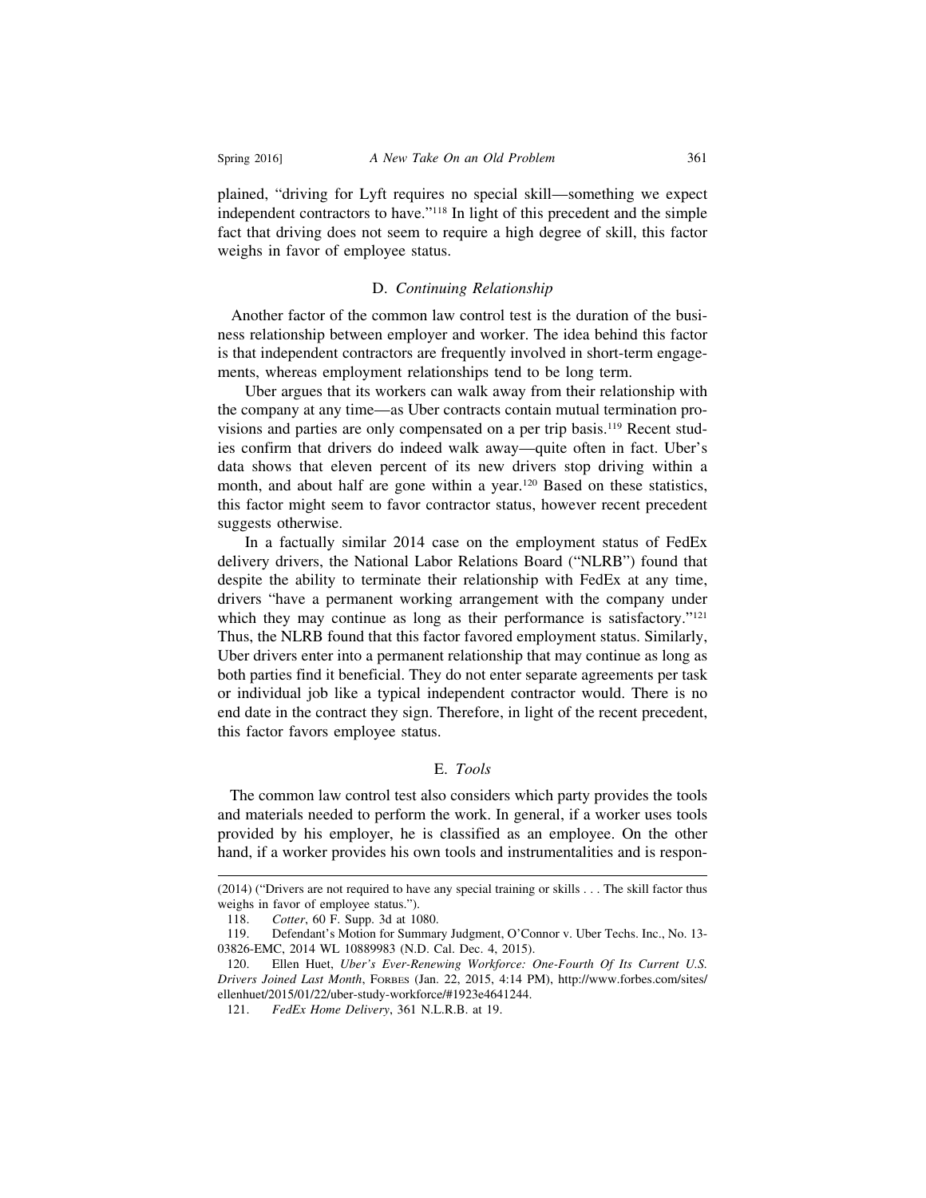plained, "driving for Lyft requires no special skill—something we expect independent contractors to have."[118] In light of this precedent and the simple fact that driving does not seem to require a high degree of skill, this factor weighs in favor of employee status.

### D. *Continuing Relationship*

Another factor of the common law control test is the duration of the business relationship between employer and worker. The idea behind this factor is that independent contractors are frequently involved in short-term engagements, whereas employment relationships tend to be long term.

Uber argues that its workers can walk away from their relationship with the company at any time—as Uber contracts contain mutual termination provisions and parties are only compensated on a per trip basis.[119] Recent studies confirm that drivers do indeed walk away—quite often in fact. Uber's data shows that eleven percent of its new drivers stop driving within a month, and about half are gone within a year.[120] Based on these statistics, this factor might seem to favor contractor status, however recent precedent suggests otherwise.

In a factually similar 2014 case on the employment status of FedEx delivery drivers, the National Labor Relations Board ("NLRB") found that despite the ability to terminate their relationship with FedEx at any time, drivers "have a permanent working arrangement with the company under which they may continue as long as their performance is satisfactory."[121] Thus, the NLRB found that this factor favored employment status. Similarly, Uber drivers enter into a permanent relationship that may continue as long as both parties find it beneficial. They do not enter separate agreements per task or individual job like a typical independent contractor would. There is no end date in the contract they sign. Therefore, in light of the recent precedent, this factor favors employee status.

### E. *Tools*

The common law control test also considers which party provides the tools and materials needed to perform the work. In general, if a worker uses tools provided by his employer, he is classified as an employee. On the other hand, if a worker provides his own tools and instrumentalities and is respon-

---

(2014) ("Drivers are not required to have any special training or skills . . . The skill factor thus weighs in favor of employee status.").

118. *Cotter*, 60 F. Supp. 3d at 1080.

119. Defendant's Motion for Summary Judgment, O'Connor v. Uber Techs. Inc., No. 13-03826-EMC, 2014 WL 10889983 (N.D. Cal. Dec. 4, 2015).

120. Ellen Huet, *Uber's Ever-Renewing Workforce: One-Fourth Of Its Current U.S. Drivers Joined Last Month*, FORBES (Jan. 22, 2015, 4:14 PM), http://www.forbes.com/sites/ellenhuet/2015/01/22/uber-study-workforce/#1923e4641244.

121. *FedEx Home Delivery*, 361 N.L.R.B. at 19.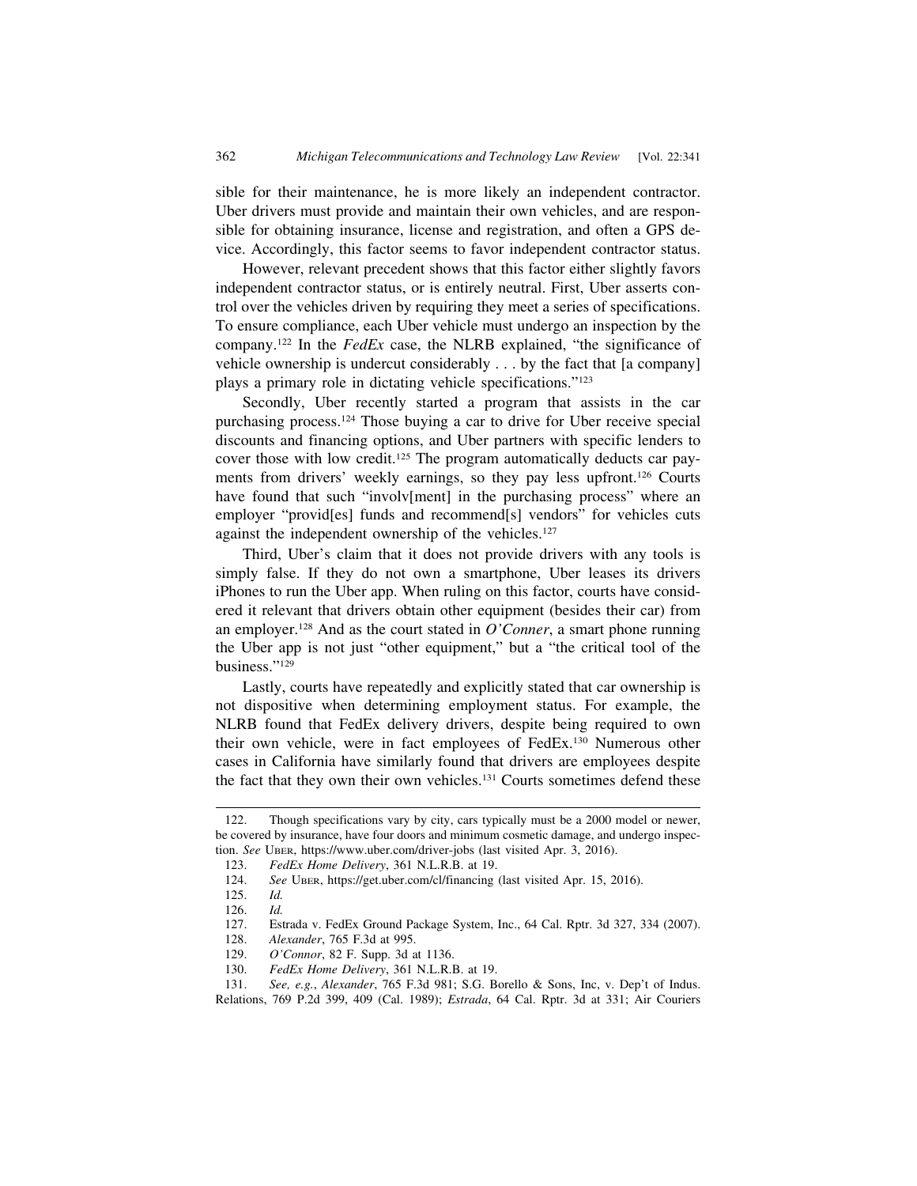sible for their maintenance, he is more likely an independent contractor. Uber drivers must provide and maintain their own vehicles, and are responsible for obtaining insurance, license and registration, and often a GPS device. Accordingly, this factor seems to favor independent contractor status.

However, relevant precedent shows that this factor either slightly favors independent contractor status, or is entirely neutral. First, Uber asserts control over the vehicles driven by requiring they meet a series of specifications. To ensure compliance, each Uber vehicle must undergo an inspection by the company.[122] In the *FedEx* case, the NLRB explained, "the significance of vehicle ownership is undercut considerably . . . by the fact that [a company] plays a primary role in dictating vehicle specifications."[123]

Secondly, Uber recently started a program that assists in the car purchasing process.[124] Those buying a car to drive for Uber receive special discounts and financing options, and Uber partners with specific lenders to cover those with low credit.[125] The program automatically deducts car payments from drivers' weekly earnings, so they pay less upfront.[126] Courts have found that such "involv[ment] in the purchasing process" where an employer "provid[es] funds and recommend[s] vendors" for vehicles cuts against the independent ownership of the vehicles.[127]

Third, Uber's claim that it does not provide drivers with any tools is simply false. If they do not own a smartphone, Uber leases its drivers iPhones to run the Uber app. When ruling on this factor, courts have considered it relevant that drivers obtain other equipment (besides their car) from an employer.[128] And as the court stated in *O'Conner*, a smart phone running the Uber app is not just "other equipment," but a "the critical tool of the business."[129]

Lastly, courts have repeatedly and explicitly stated that car ownership is not dispositive when determining employment status. For example, the NLRB found that FedEx delivery drivers, despite being required to own their own vehicle, were in fact employees of FedEx.[130] Numerous other cases in California have similarly found that drivers are employees despite the fact that they own their own vehicles.[131] Courts sometimes defend these

---

122. Though specifications vary by city, cars typically must be a 2000 model or newer, be covered by insurance, have four doors and minimum cosmetic damage, and undergo inspection. *See* Uber, https://www.uber.com/driver-jobs (last visited Apr. 3, 2016).

123. *FedEx Home Delivery*, 361 N.L.R.B. at 19.

124. *See* Uber, https://get.uber.com/cl/financing (last visited Apr. 15, 2016).

125. *Id.*

126. *Id.*

127. Estrada v. FedEx Ground Package System, Inc., 64 Cal. Rptr. 3d 327, 334 (2007).

128. *Alexander*, 765 F.3d at 995.

129. *O'Connor*, 82 F. Supp. 3d at 1136.

130. *FedEx Home Delivery*, 361 N.L.R.B. at 19.

131. *See, e.g.*, *Alexander*, 765 F.3d 981; S.G. Borello & Sons, Inc, v. Dep't of Indus. Relations, 769 P.2d 399, 409 (Cal. 1989); *Estrada*, 64 Cal. Rptr. 3d at 331; Air Couriers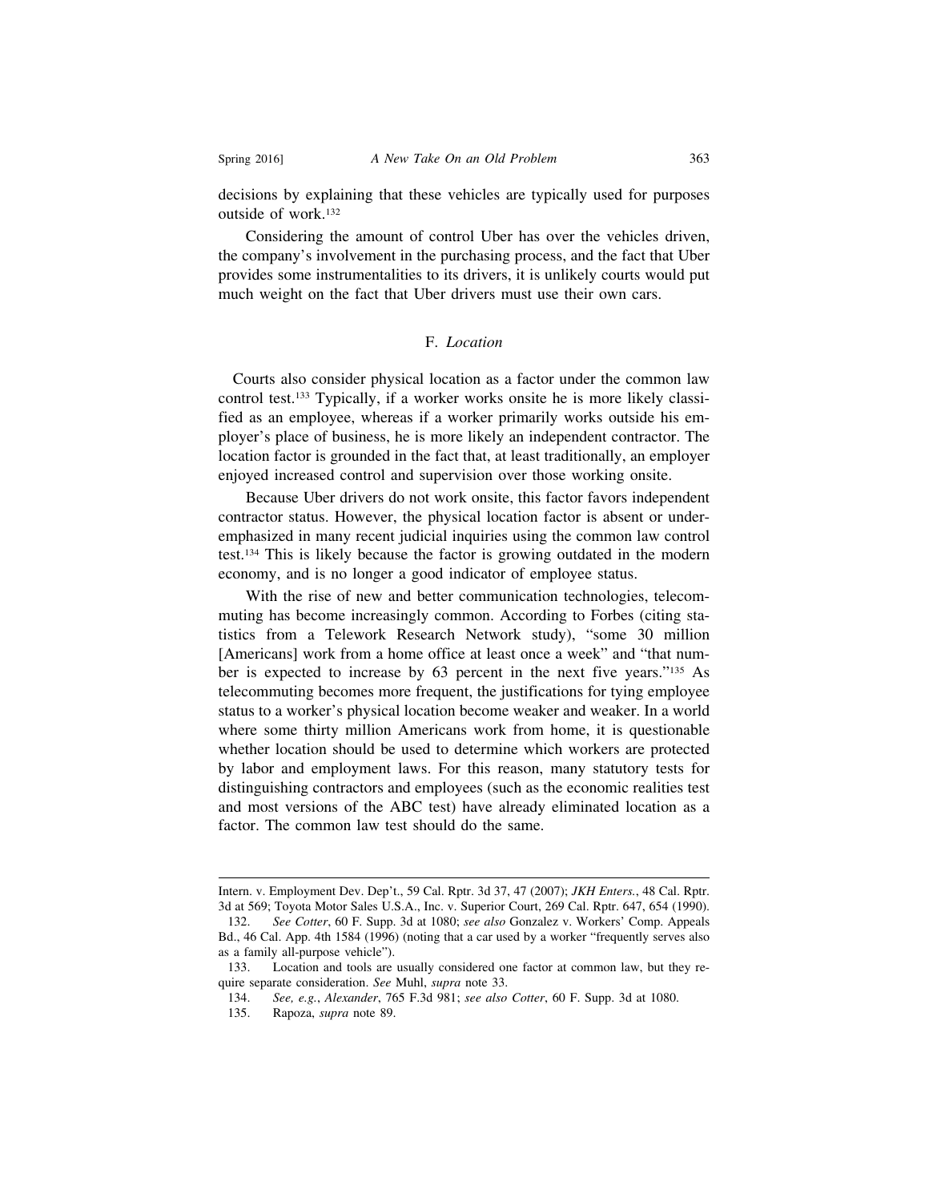decisions by explaining that these vehicles are typically used for purposes outside of work.[132]

Considering the amount of control Uber has over the vehicles driven, the company's involvement in the purchasing process, and the fact that Uber provides some instrumentalities to its drivers, it is unlikely courts would put much weight on the fact that Uber drivers must use their own cars.

### F. *Location*

Courts also consider physical location as a factor under the common law control test.[133] Typically, if a worker works onsite he is more likely classified as an employee, whereas if a worker primarily works outside his employer's place of business, he is more likely an independent contractor. The location factor is grounded in the fact that, at least traditionally, an employer enjoyed increased control and supervision over those working onsite.

Because Uber drivers do not work onsite, this factor favors independent contractor status. However, the physical location factor is absent or underemphasized in many recent judicial inquiries using the common law control test.[134] This is likely because the factor is growing outdated in the modern economy, and is no longer a good indicator of employee status.

With the rise of new and better communication technologies, telecommuting has become increasingly common. According to Forbes (citing statistics from a Telework Research Network study), "some 30 million [Americans] work from a home office at least once a week" and "that number is expected to increase by 63 percent in the next five years."[135] As telecommuting becomes more frequent, the justifications for tying employee status to a worker's physical location become weaker and weaker. In a world where some thirty million Americans work from home, it is questionable whether location should be used to determine which workers are protected by labor and employment laws. For this reason, many statutory tests for distinguishing contractors and employees (such as the economic realities test and most versions of the ABC test) have already eliminated location as a factor. The common law test should do the same.

---

Intern. v. Employment Dev. Dep't., 59 Cal. Rptr. 3d 37, 47 (2007); *JKH Enters.*, 48 Cal. Rptr. 3d at 569; Toyota Motor Sales U.S.A., Inc. v. Superior Court, 269 Cal. Rptr. 647, 654 (1990).

132. *See Cotter*, 60 F. Supp. 3d at 1080; *see also* Gonzalez v. Workers' Comp. Appeals Bd., 46 Cal. App. 4th 1584 (1996) (noting that a car used by a worker "frequently serves also as a family all-purpose vehicle").

133. Location and tools are usually considered one factor at common law, but they require separate consideration. *See* Muhl, *supra* note 33.

134. *See, e.g.*, *Alexander*, 765 F.3d 981; *see also Cotter*, 60 F. Supp. 3d at 1080.

135. Rapoza, *supra* note 89.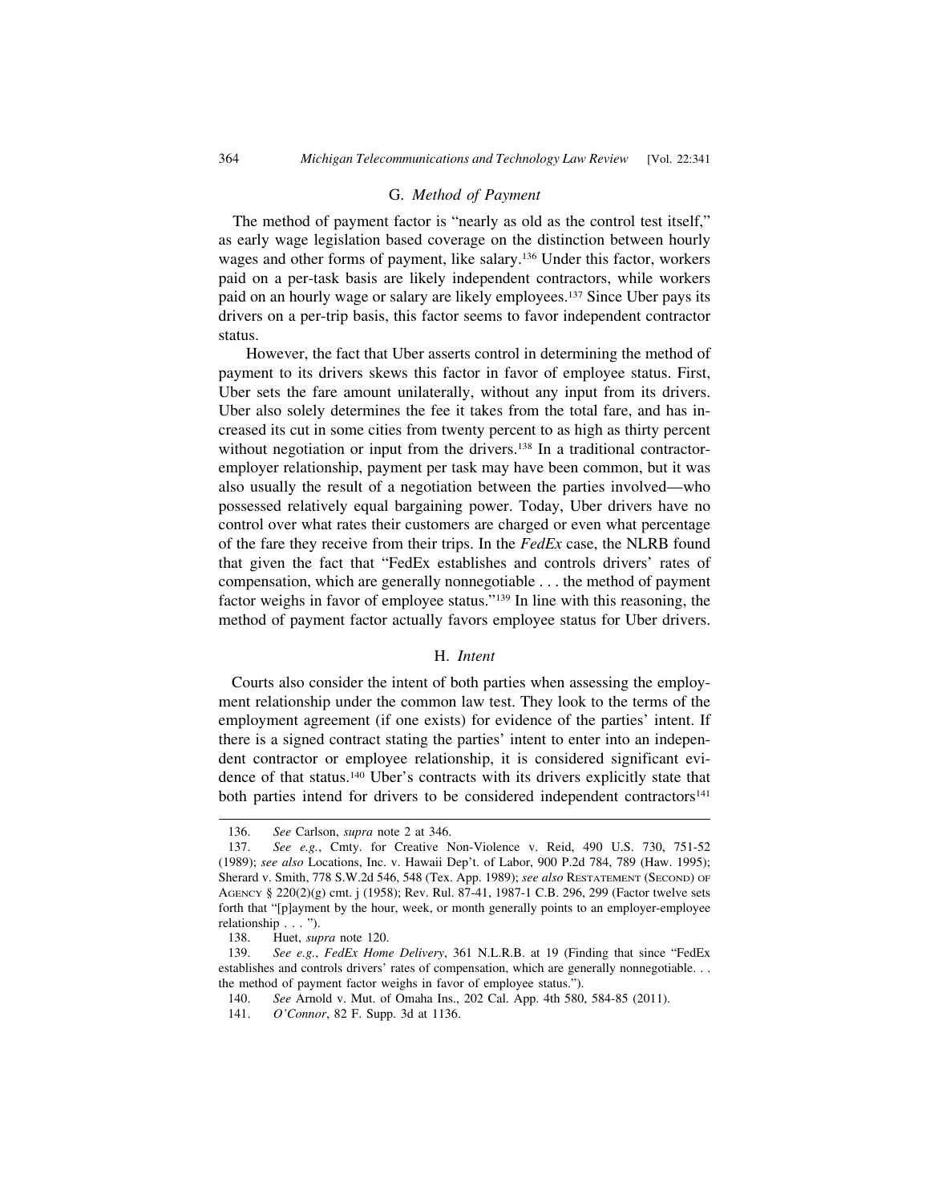### G. *Method of Payment*

The method of payment factor is "nearly as old as the control test itself," as early wage legislation based coverage on the distinction between hourly wages and other forms of payment, like salary.[136] Under this factor, workers paid on a per-task basis are likely independent contractors, while workers paid on an hourly wage or salary are likely employees.[137] Since Uber pays its drivers on a per-trip basis, this factor seems to favor independent contractor status.

However, the fact that Uber asserts control in determining the method of payment to its drivers skews this factor in favor of employee status. First, Uber sets the fare amount unilaterally, without any input from its drivers. Uber also solely determines the fee it takes from the total fare, and has increased its cut in some cities from twenty percent to as high as thirty percent without negotiation or input from the drivers.[138] In a traditional contractor-employer relationship, payment per task may have been common, but it was also usually the result of a negotiation between the parties involved—who possessed relatively equal bargaining power. Today, Uber drivers have no control over what rates their customers are charged or even what percentage of the fare they receive from their trips. In the *FedEx* case, the NLRB found that given the fact that "FedEx establishes and controls drivers' rates of compensation, which are generally nonnegotiable . . . the method of payment factor weighs in favor of employee status."[139] In line with this reasoning, the method of payment factor actually favors employee status for Uber drivers.

### H. *Intent*

Courts also consider the intent of both parties when assessing the employment relationship under the common law test. They look to the terms of the employment agreement (if one exists) for evidence of the parties' intent. If there is a signed contract stating the parties' intent to enter into an independent contractor or employee relationship, it is considered significant evidence of that status.[140] Uber's contracts with its drivers explicitly state that both parties intend for drivers to be considered independent contractors[141]

---

136. *See* Carlson, *supra* note 2 at 346.

137. *See e.g.*, Cmty. for Creative Non-Violence v. Reid, 490 U.S. 730, 751-52 (1989); *see also* Locations, Inc. v. Hawaii Dep't. of Labor, 900 P.2d 784, 789 (Haw. 1995); Sherard v. Smith, 778 S.W.2d 546, 548 (Tex. App. 1989); *see also* RESTATEMENT (SECOND) OF AGENCY § 220(2)(g) cmt. j (1958); Rev. Rul. 87-41, 1987-1 C.B. 296, 299 (Factor twelve sets forth that "[p]ayment by the hour, week, or month generally points to an employer-employee relationship . . . ").

138. Huet, *supra* note 120.

139. *See e.g.*, *FedEx Home Delivery*, 361 N.L.R.B. at 19 (Finding that since "FedEx establishes and controls drivers' rates of compensation, which are generally nonnegotiable. . . the method of payment factor weighs in favor of employee status.").

140. *See* Arnold v. Mut. of Omaha Ins., 202 Cal. App. 4th 580, 584-85 (2011).

141. *O'Connor*, 82 F. Supp. 3d at 1136.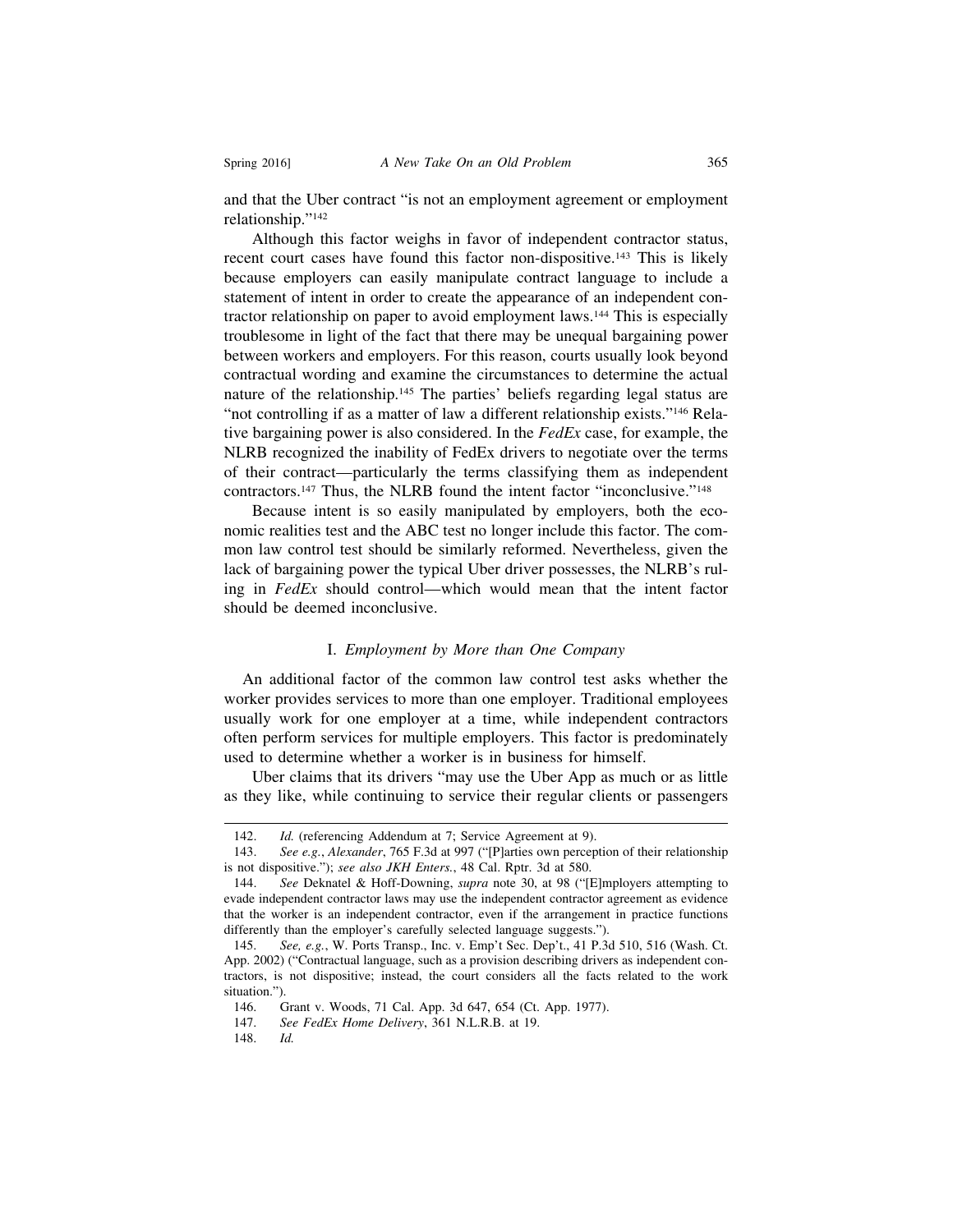and that the Uber contract "is not an employment agreement or employment relationship."[142]

Although this factor weighs in favor of independent contractor status, recent court cases have found this factor non-dispositive.[143] This is likely because employers can easily manipulate contract language to include a statement of intent in order to create the appearance of an independent contractor relationship on paper to avoid employment laws.[144] This is especially troublesome in light of the fact that there may be unequal bargaining power between workers and employers. For this reason, courts usually look beyond contractual wording and examine the circumstances to determine the actual nature of the relationship.[145] The parties' beliefs regarding legal status are "not controlling if as a matter of law a different relationship exists."[146] Relative bargaining power is also considered. In the *FedEx* case, for example, the NLRB recognized the inability of FedEx drivers to negotiate over the terms of their contract—particularly the terms classifying them as independent contractors.[147] Thus, the NLRB found the intent factor "inconclusive."[148]

Because intent is so easily manipulated by employers, both the economic realities test and the ABC test no longer include this factor. The common law control test should be similarly reformed. Nevertheless, given the lack of bargaining power the typical Uber driver possesses, the NLRB's ruling in *FedEx* should control—which would mean that the intent factor should be deemed inconclusive.

### I. *Employment by More than One Company*

An additional factor of the common law control test asks whether the worker provides services to more than one employer. Traditional employees usually work for one employer at a time, while independent contractors often perform services for multiple employers. This factor is predominately used to determine whether a worker is in business for himself.

Uber claims that its drivers "may use the Uber App as much or as little as they like, while continuing to service their regular clients or passengers

---

142. *Id.* (referencing Addendum at 7; Service Agreement at 9).

143. *See e.g.*, *Alexander*, 765 F.3d at 997 ("[P]arties own perception of their relationship is not dispositive."); *see also JKH Enters.*, 48 Cal. Rptr. 3d at 580.

144. *See* Deknatel & Hoff-Downing, *supra* note 30, at 98 ("[E]mployers attempting to evade independent contractor laws may use the independent contractor agreement as evidence that the worker is an independent contractor, even if the arrangement in practice functions differently than the employer's carefully selected language suggests.").

145. *See, e.g.*, W. Ports Transp., Inc. v. Emp't Sec. Dep't., 41 P.3d 510, 516 (Wash. Ct. App. 2002) ("Contractual language, such as a provision describing drivers as independent contractors, is not dispositive; instead, the court considers all the facts related to the work situation.").

146. Grant v. Woods, 71 Cal. App. 3d 647, 654 (Ct. App. 1977).

147. *See FedEx Home Delivery*, 361 N.L.R.B. at 19.

148. *Id.*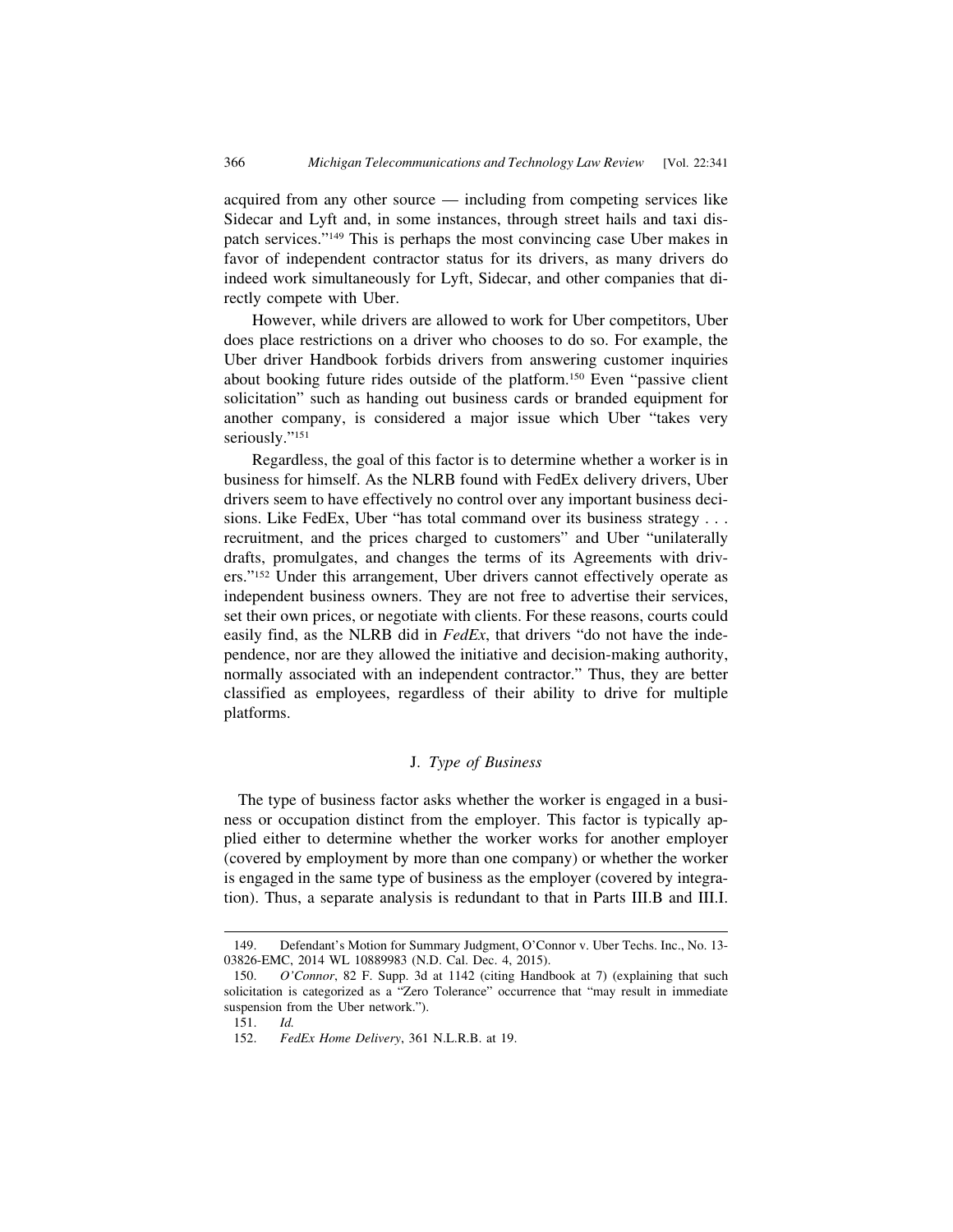acquired from any other source — including from competing services like Sidecar and Lyft and, in some instances, through street hails and taxi dispatch services."[149] This is perhaps the most convincing case Uber makes in favor of independent contractor status for its drivers, as many drivers do indeed work simultaneously for Lyft, Sidecar, and other companies that directly compete with Uber.

However, while drivers are allowed to work for Uber competitors, Uber does place restrictions on a driver who chooses to do so. For example, the Uber driver Handbook forbids drivers from answering customer inquiries about booking future rides outside of the platform.[150] Even "passive client solicitation" such as handing out business cards or branded equipment for another company, is considered a major issue which Uber "takes very seriously."[151]

Regardless, the goal of this factor is to determine whether a worker is in business for himself. As the NLRB found with FedEx delivery drivers, Uber drivers seem to have effectively no control over any important business decisions. Like FedEx, Uber "has total command over its business strategy . . . recruitment, and the prices charged to customers" and Uber "unilaterally drafts, promulgates, and changes the terms of its Agreements with drivers."[152] Under this arrangement, Uber drivers cannot effectively operate as independent business owners. They are not free to advertise their services, set their own prices, or negotiate with clients. For these reasons, courts could easily find, as the NLRB did in *FedEx*, that drivers "do not have the independence, nor are they allowed the initiative and decision-making authority, normally associated with an independent contractor." Thus, they are better classified as employees, regardless of their ability to drive for multiple platforms.

### J. *Type of Business*

The type of business factor asks whether the worker is engaged in a business or occupation distinct from the employer. This factor is typically applied either to determine whether the worker works for another employer (covered by employment by more than one company) or whether the worker is engaged in the same type of business as the employer (covered by integration). Thus, a separate analysis is redundant to that in Parts III.B and III.I.

---

149. Defendant's Motion for Summary Judgment, O'Connor v. Uber Techs. Inc., No. 13-03826-EMC, 2014 WL 10889983 (N.D. Cal. Dec. 4, 2015).

150. *O'Connor*, 82 F. Supp. 3d at 1142 (citing Handbook at 7) (explaining that such solicitation is categorized as a "Zero Tolerance" occurrence that "may result in immediate suspension from the Uber network.").

151. *Id.*

152. *FedEx Home Delivery*, 361 N.L.R.B. at 19.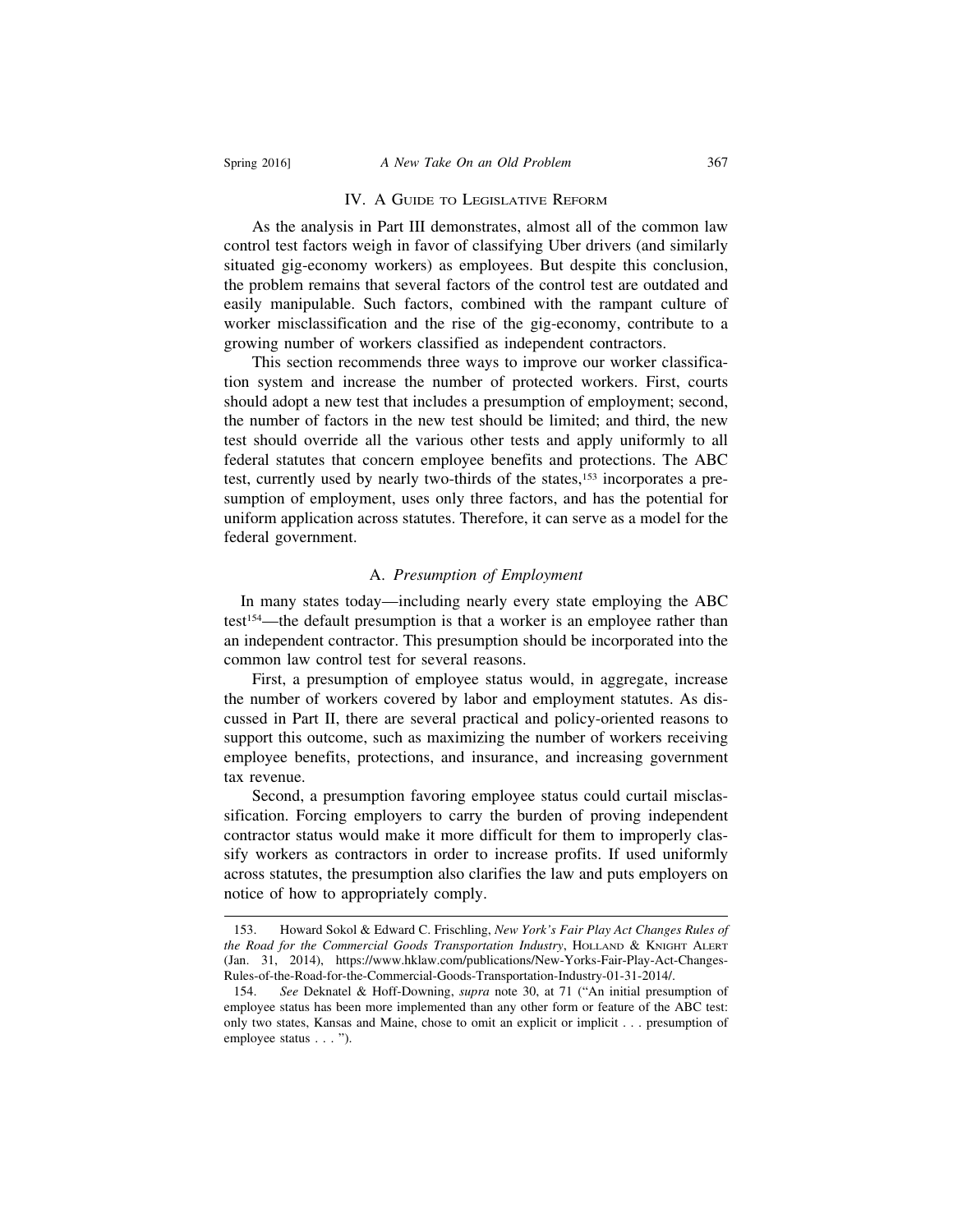## IV. A Guide to Legislative Reform

As the analysis in Part III demonstrates, almost all of the common law control test factors weigh in favor of classifying Uber drivers (and similarly situated gig-economy workers) as employees. But despite this conclusion, the problem remains that several factors of the control test are outdated and easily manipulable. Such factors, combined with the rampant culture of worker misclassification and the rise of the gig-economy, contribute to a growing number of workers classified as independent contractors.

This section recommends three ways to improve our worker classification system and increase the number of protected workers. First, courts should adopt a new test that includes a presumption of employment; second, the number of factors in the new test should be limited; and third, the new test should override all the various other tests and apply uniformly to all federal statutes that concern employee benefits and protections. The ABC test, currently used by nearly two-thirds of the states,[153] incorporates a presumption of employment, uses only three factors, and has the potential for uniform application across statutes. Therefore, it can serve as a model for the federal government.

### A. *Presumption of Employment*

In many states today—including nearly every state employing the ABC test[154]—the default presumption is that a worker is an employee rather than an independent contractor. This presumption should be incorporated into the common law control test for several reasons.

First, a presumption of employee status would, in aggregate, increase the number of workers covered by labor and employment statutes. As discussed in Part II, there are several practical and policy-oriented reasons to support this outcome, such as maximizing the number of workers receiving employee benefits, protections, and insurance, and increasing government tax revenue.

Second, a presumption favoring employee status could curtail misclassification. Forcing employers to carry the burden of proving independent contractor status would make it more difficult for them to improperly classify workers as contractors in order to increase profits. If used uniformly across statutes, the presumption also clarifies the law and puts employers on notice of how to appropriately comply.

---

153. Howard Sokol & Edward C. Frischling, *New York's Fair Play Act Changes Rules of the Road for the Commercial Goods Transportation Industry*, Holland & Knight Alert (Jan. 31, 2014), https://www.hklaw.com/publications/New-Yorks-Fair-Play-Act-Changes-Rules-of-the-Road-for-the-Commercial-Goods-Transportation-Industry-01-31-2014/.

154. *See* Deknatel & Hoff-Downing, *supra* note 30, at 71 ("An initial presumption of employee status has been more implemented than any other form or feature of the ABC test: only two states, Kansas and Maine, chose to omit an explicit or implicit . . . presumption of employee status . . . ").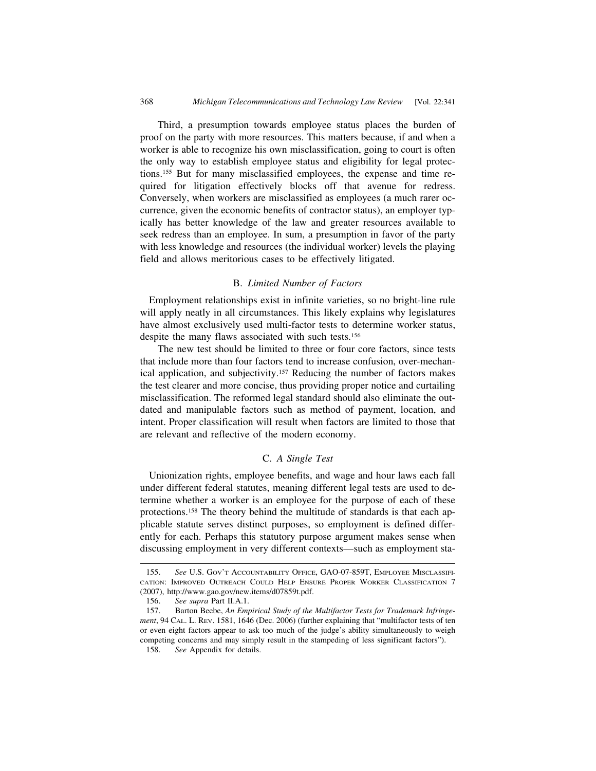Third, a presumption towards employee status places the burden of proof on the party with more resources. This matters because, if and when a worker is able to recognize his own misclassification, going to court is often the only way to establish employee status and eligibility for legal protections.[155] But for many misclassified employees, the expense and time required for litigation effectively blocks off that avenue for redress. Conversely, when workers are misclassified as employees (a much rarer occurrence, given the economic benefits of contractor status), an employer typically has better knowledge of the law and greater resources available to seek redress than an employee. In sum, a presumption in favor of the party with less knowledge and resources (the individual worker) levels the playing field and allows meritorious cases to be effectively litigated.

### B. *Limited Number of Factors*

Employment relationships exist in infinite varieties, so no bright-line rule will apply neatly in all circumstances. This likely explains why legislatures have almost exclusively used multi-factor tests to determine worker status, despite the many flaws associated with such tests.[156]

The new test should be limited to three or four core factors, since tests that include more than four factors tend to increase confusion, over-mechanical application, and subjectivity.[157] Reducing the number of factors makes the test clearer and more concise, thus providing proper notice and curtailing misclassification. The reformed legal standard should also eliminate the outdated and manipulable factors such as method of payment, location, and intent. Proper classification will result when factors are limited to those that are relevant and reflective of the modern economy.

### C. *A Single Test*

Unionization rights, employee benefits, and wage and hour laws each fall under different federal statutes, meaning different legal tests are used to determine whether a worker is an employee for the purpose of each of these protections.[158] The theory behind the multitude of standards is that each applicable statute serves distinct purposes, so employment is defined differently for each. Perhaps this statutory purpose argument makes sense when discussing employment in very different contexts—such as employment sta-

---

155. *See* U.S. Gov't Accountability Office, GAO-07-859T, Employee Misclassification: Improved Outreach Could Help Ensure Proper Worker Classification 7 (2007), http://www.gao.gov/new.items/d07859t.pdf.

156. *See supra* Part II.A.1.

157. Barton Beebe, *An Empirical Study of the Multifactor Tests for Trademark Infringement*, 94 Cal. L. Rev. 1581, 1646 (Dec. 2006) (further explaining that "multifactor tests of ten or even eight factors appear to ask too much of the judge's ability simultaneously to weigh competing concerns and may simply result in the stampeding of less significant factors").

158. *See* Appendix for details.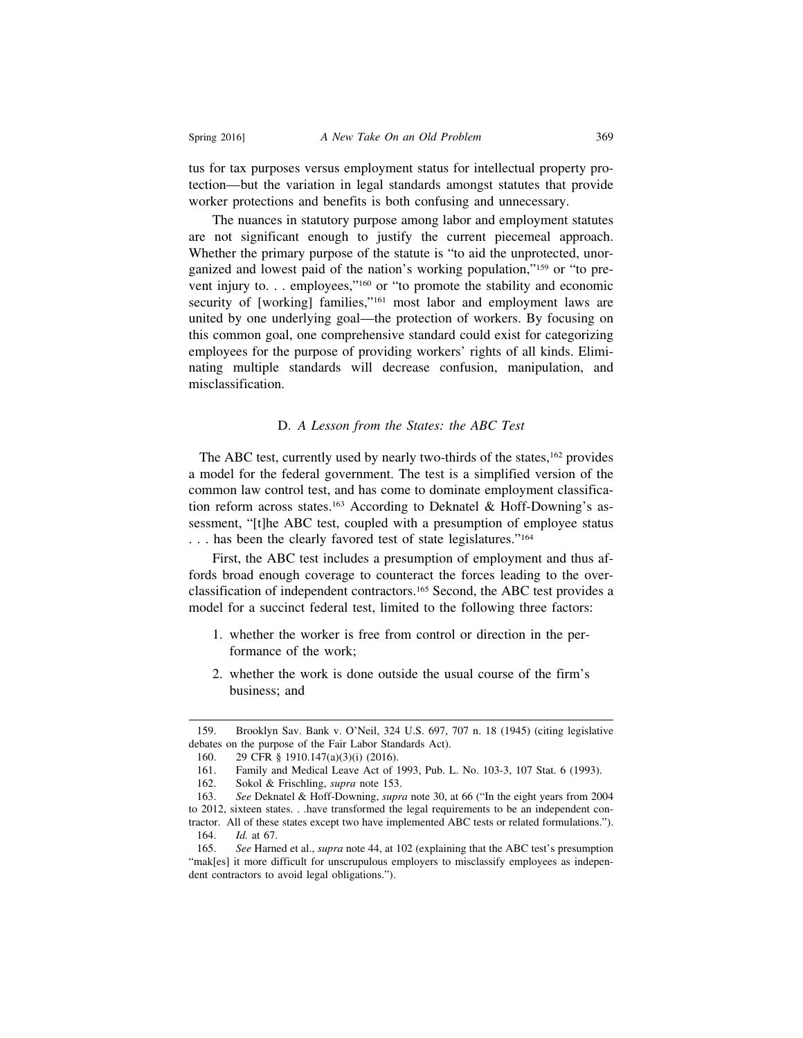tus for tax purposes versus employment status for intellectual property protection—but the variation in legal standards amongst statutes that provide worker protections and benefits is both confusing and unnecessary.

The nuances in statutory purpose among labor and employment statutes are not significant enough to justify the current piecemeal approach. Whether the primary purpose of the statute is "to aid the unprotected, unorganized and lowest paid of the nation's working population,"[159] or "to prevent injury to. . . employees,"[160] or "to promote the stability and economic security of [working] families,"[161] most labor and employment laws are united by one underlying goal—the protection of workers. By focusing on this common goal, one comprehensive standard could exist for categorizing employees for the purpose of providing workers' rights of all kinds. Eliminating multiple standards will decrease confusion, manipulation, and misclassification.

### D. *A Lesson from the States: the ABC Test*

The ABC test, currently used by nearly two-thirds of the states,[162] provides a model for the federal government. The test is a simplified version of the common law control test, and has come to dominate employment classification reform across states.[163] According to Deknatel & Hoff-Downing's assessment, "[t]he ABC test, coupled with a presumption of employee status . . . has been the clearly favored test of state legislatures."[164]

First, the ABC test includes a presumption of employment and thus affords broad enough coverage to counteract the forces leading to the overclassification of independent contractors.[165] Second, the ABC test provides a model for a succinct federal test, limited to the following three factors:

1. whether the worker is free from control or direction in the performance of the work;
2. whether the work is done outside the usual course of the firm's business; and

159. Brooklyn Sav. Bank v. O'Neil, 324 U.S. 697, 707 n. 18 (1945) (citing legislative debates on the purpose of the Fair Labor Standards Act).

160. 29 CFR § 1910.147(a)(3)(i) (2016).

161. Family and Medical Leave Act of 1993, Pub. L. No. 103-3, 107 Stat. 6 (1993).

162. Sokol & Frischling, *supra* note 153.

163. *See* Deknatel & Hoff-Downing, *supra* note 30, at 66 ("In the eight years from 2004 to 2012, sixteen states. . .have transformed the legal requirements to be an independent contractor. All of these states except two have implemented ABC tests or related formulations.").

164. *Id.* at 67.

165. *See* Harned et al., *supra* note 44, at 102 (explaining that the ABC test's presumption "mak[es] it more difficult for unscrupulous employers to misclassify employees as independent contractors to avoid legal obligations.").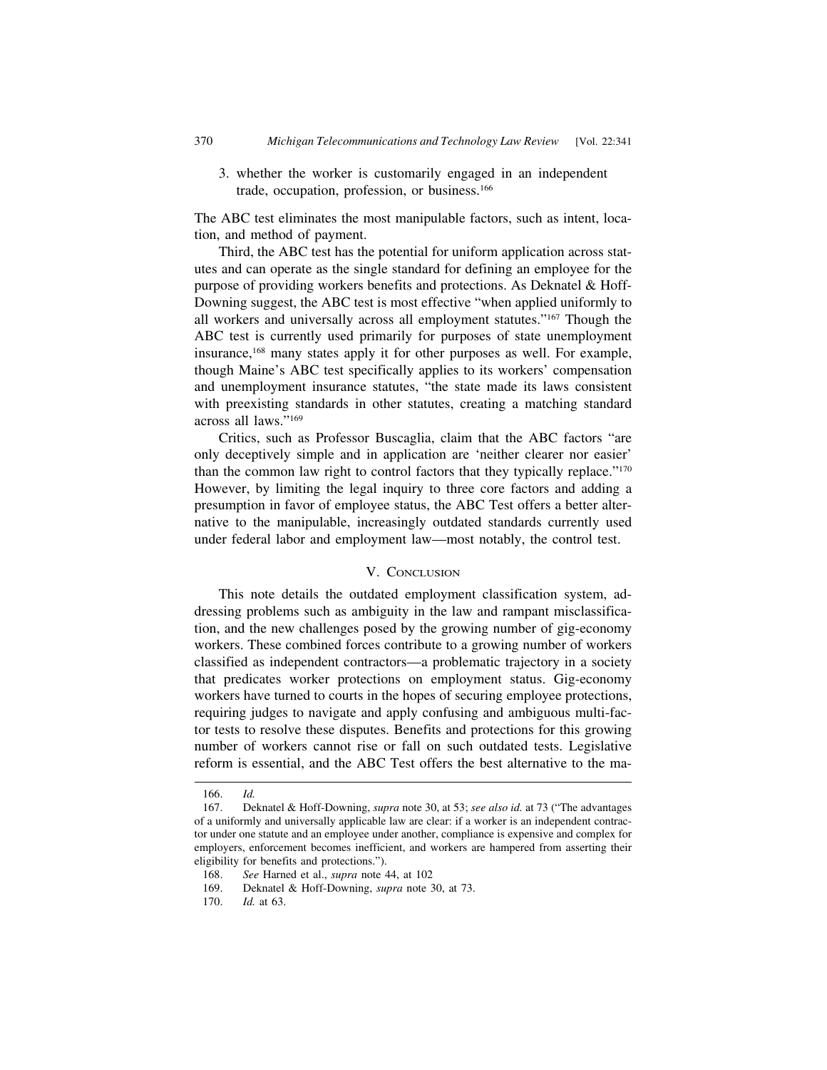3. whether the worker is customarily engaged in an independent trade, occupation, profession, or business.[166]

The ABC test eliminates the most manipulable factors, such as intent, location, and method of payment.

Third, the ABC test has the potential for uniform application across statutes and can operate as the single standard for defining an employee for the purpose of providing workers benefits and protections. As Deknatel & Hoff-Downing suggest, the ABC test is most effective "when applied uniformly to all workers and universally across all employment statutes."[167] Though the ABC test is currently used primarily for purposes of state unemployment insurance,[168] many states apply it for other purposes as well. For example, though Maine's ABC test specifically applies to its workers' compensation and unemployment insurance statutes, "the state made its laws consistent with preexisting standards in other statutes, creating a matching standard across all laws."[169]

Critics, such as Professor Buscaglia, claim that the ABC factors "are only deceptively simple and in application are 'neither clearer nor easier' than the common law right to control factors that they typically replace."[170] However, by limiting the legal inquiry to three core factors and adding a presumption in favor of employee status, the ABC Test offers a better alternative to the manipulable, increasingly outdated standards currently used under federal labor and employment law—most notably, the control test.

## V. Conclusion

This note details the outdated employment classification system, addressing problems such as ambiguity in the law and rampant misclassification, and the new challenges posed by the growing number of gig-economy workers. These combined forces contribute to a growing number of workers classified as independent contractors—a problematic trajectory in a society that predicates worker protections on employment status. Gig-economy workers have turned to courts in the hopes of securing employee protections, requiring judges to navigate and apply confusing and ambiguous multi-factor tests to resolve these disputes. Benefits and protections for this growing number of workers cannot rise or fall on such outdated tests. Legislative reform is essential, and the ABC Test offers the best alternative to the ma-

---

166. *Id.*

167. Deknatel & Hoff-Downing, *supra* note 30, at 53; *see also id.* at 73 ("The advantages of a uniformly and universally applicable law are clear: if a worker is an independent contractor under one statute and an employee under another, compliance is expensive and complex for employers, enforcement becomes inefficient, and workers are hampered from asserting their eligibility for benefits and protections.").

168. *See* Harned et al., *supra* note 44, at 102

169. Deknatel & Hoff-Downing, *supra* note 30, at 73.

170. *Id.* at 63.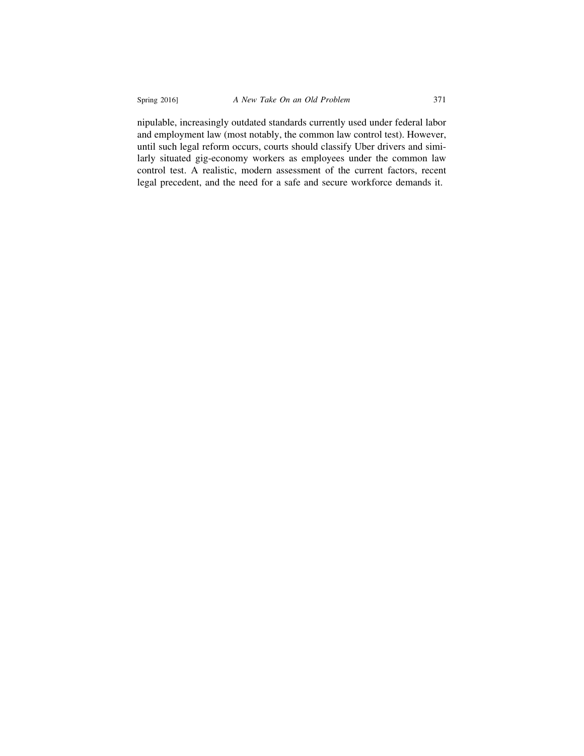nipulable, increasingly outdated standards currently used under federal labor and employment law (most notably, the common law control test). However, until such legal reform occurs, courts should classify Uber drivers and similarly situated gig-economy workers as employees under the common law control test. A realistic, modern assessment of the current factors, recent legal precedent, and the need for a safe and secure workforce demands it.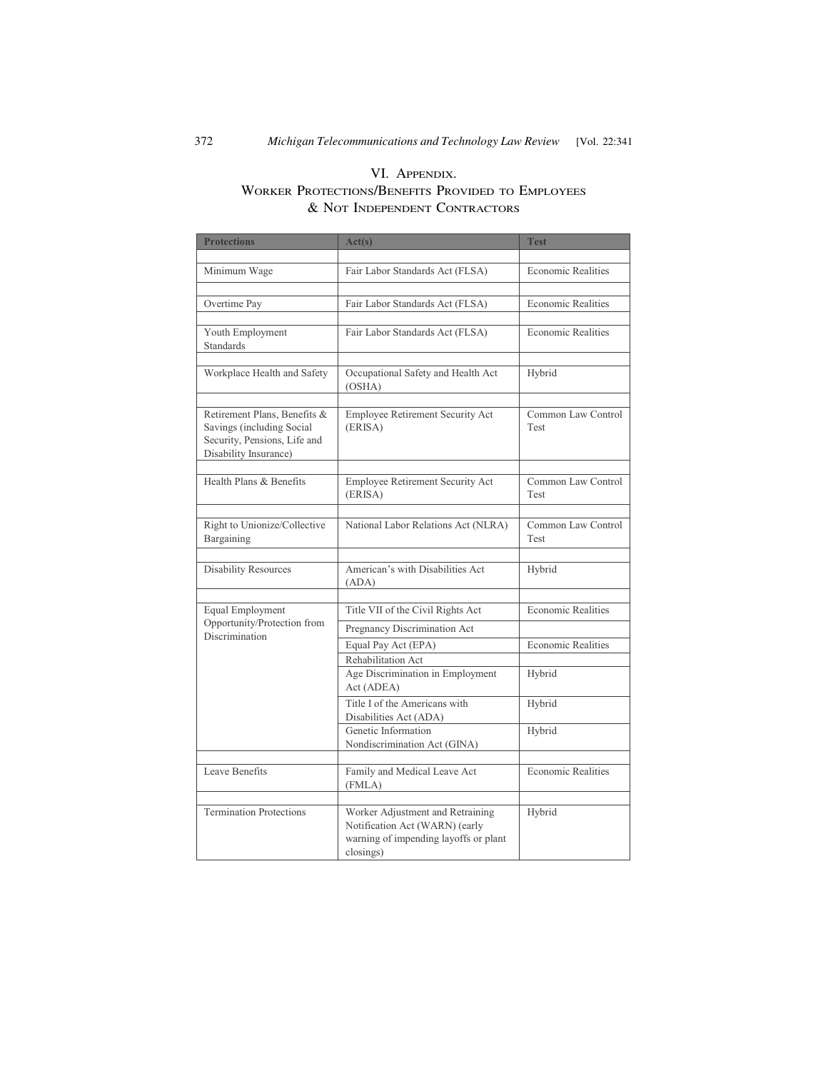## VI. Appendix. Worker Protections/Benefits Provided to Employees & Not Independent Contractors

| Protections | Act(s) | Test |
|---|---|---|
| Minimum Wage | Fair Labor Standards Act (FLSA) | Economic Realities |
| Overtime Pay | Fair Labor Standards Act (FLSA) | Economic Realities |
| Youth Employment Standards | Fair Labor Standards Act (FLSA) | Economic Realities |
| Workplace Health and Safety | Occupational Safety and Health Act (OSHA) | Hybrid |
| Retirement Plans, Benefits & Savings (including Social Security, Pensions, Life and Disability Insurance) | Employee Retirement Security Act (ERISA) | Common Law Control Test |
| Health Plans & Benefits | Employee Retirement Security Act (ERISA) | Common Law Control Test |
| Right to Unionize/Collective Bargaining | National Labor Relations Act (NLRA) | Common Law Control Test |
| Disability Resources | American's with Disabilities Act (ADA) | Hybrid |
| Equal Employment Opportunity/Protection from Discrimination | Title VII of the Civil Rights Act | Economic Realities |
| | Pregnancy Discrimination Act | |
| | Equal Pay Act (EPA) | Economic Realities |
| | Rehabilitation Act | |
| | Age Discrimination in Employment Act (ADEA) | Hybrid |
| | Title I of the Americans with Disabilities Act (ADA) | Hybrid |
| | Genetic Information Nondiscrimination Act (GINA) | Hybrid |
| Leave Benefits | Family and Medical Leave Act (FMLA) | Economic Realities |
| Termination Protections | Worker Adjustment and Retraining Notification Act (WARN) (early warning of impending layoffs or plant closings) | Hybrid |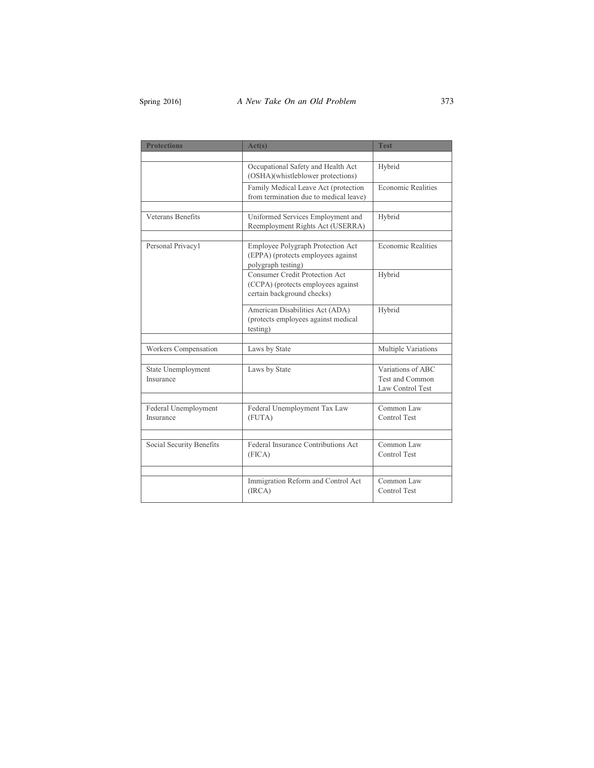| Protections | Act(s) | Test |
|---|---|---|
| | | |
| | Occupational Safety and Health Act (OSHA)(whistleblower protections) | Hybrid |
| | Family Medical Leave Act (protection from termination due to medical leave) | Economic Realities |
| | | |
| Veterans Benefits | Uniformed Services Employment and Reemployment Rights Act (USERRA) | Hybrid |
| | | |
| Personal Privacy1 | Employee Polygraph Protection Act (EPPA) (protects employees against polygraph testing) | Economic Realities |
| | Consumer Credit Protection Act (CCPA) (protects employees against certain background checks) | Hybrid |
| | American Disabilities Act (ADA) (protects employees against medical testing) | Hybrid |
| | | |
| Workers Compensation | Laws by State | Multiple Variations |
| | | |
| State Unemployment Insurance | Laws by State | Variations of ABC Test and Common Law Control Test |
| | | |
| Federal Unemployment Insurance | Federal Unemployment Tax Law (FUTA) | Common Law Control Test |
| | | |
| Social Security Benefits | Federal Insurance Contributions Act (FICA) | Common Law Control Test |
| | | |
| | Immigration Reform and Control Act (IRCA) | Common Law Control Test |